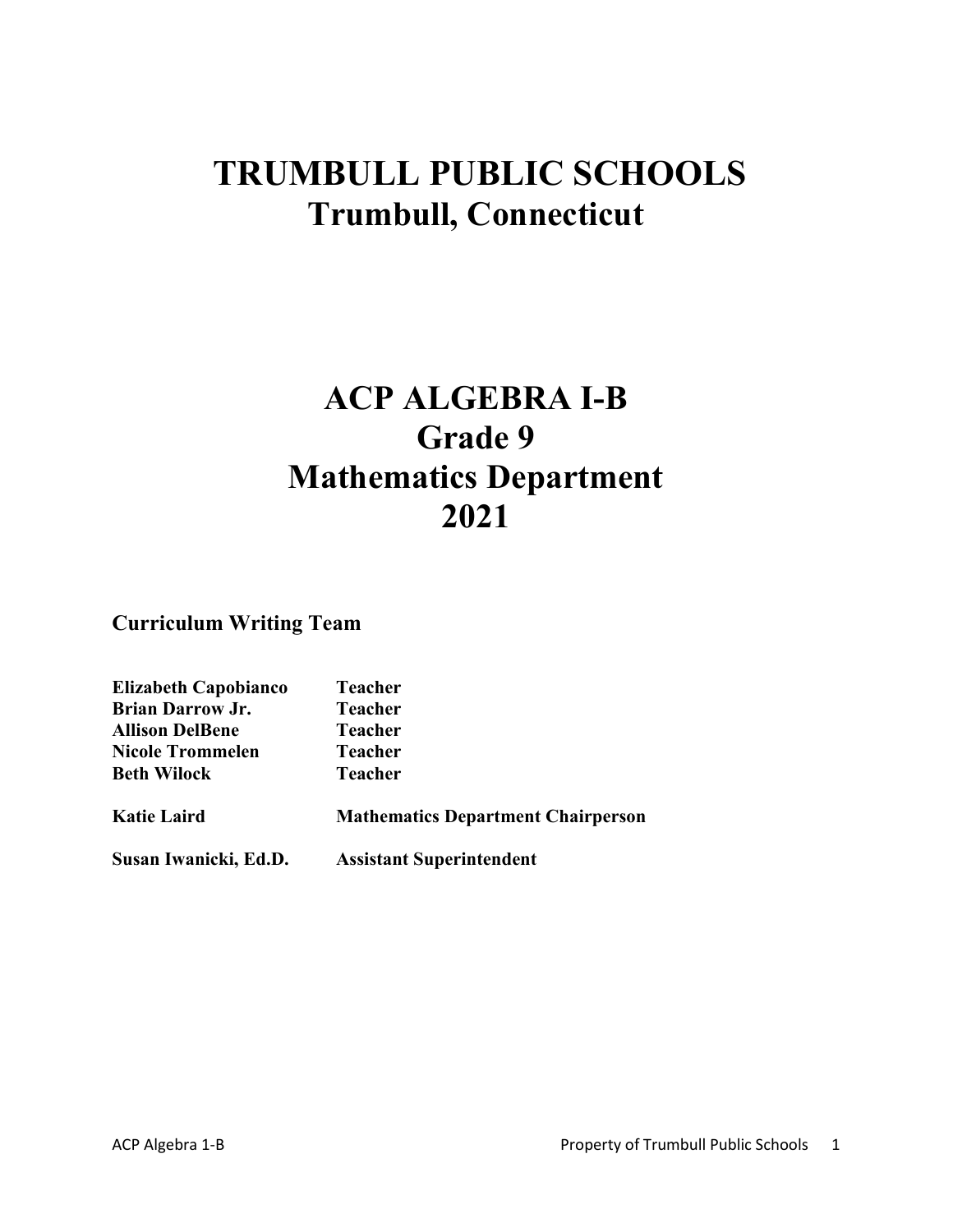# TRUMBULL PUBLIC SCHOOLS
## Trumbull, Connecticut

# ACP ALGEBRA I-B
## Grade 9
## Mathematics Department
## 2021

**Curriculum Writing Team**

| | |
|---|---|
| **Elizabeth Capobianco** | **Teacher** |
| **Brian Darrow Jr.** | **Teacher** |
| **Allison DelBene** | **Teacher** |
| **Nicole Trommelen** | **Teacher** |
| **Beth Wilock** | **Teacher** |
| **Katie Laird** | **Mathematics Department Chairperson** |
| **Susan Iwanicki, Ed.D.** | **Assistant Superintendent** |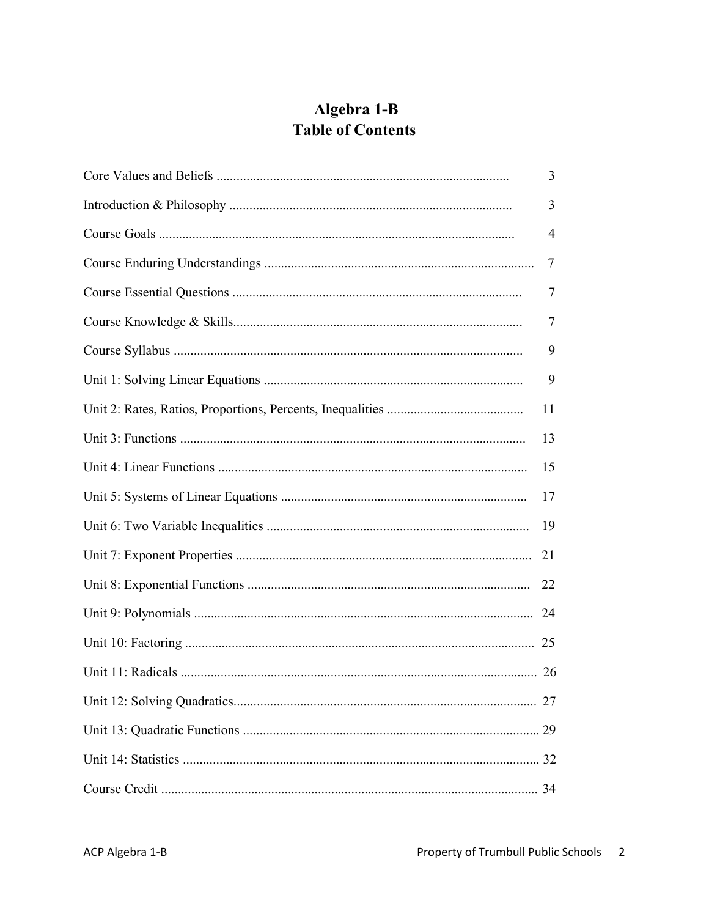# Algebra 1-B
# Table of Contents

| | |
|---|---|
| Core Values and Beliefs | 3 |
| Introduction & Philosophy | 3 |
| Course Goals | 4 |
| Course Enduring Understandings | 7 |
| Course Essential Questions | 7 |
| Course Knowledge & Skills | 7 |
| Course Syllabus | 9 |
| Unit 1: Solving Linear Equations | 9 |
| Unit 2: Rates, Ratios, Proportions, Percents, Inequalities | 11 |
| Unit 3: Functions | 13 |
| Unit 4: Linear Functions | 15 |
| Unit 5: Systems of Linear Equations | 17 |
| Unit 6: Two Variable Inequalities | 19 |
| Unit 7: Exponent Properties | 21 |
| Unit 8: Exponential Functions | 22 |
| Unit 9: Polynomials | 24 |
| Unit 10: Factoring | 25 |
| Unit 11: Radicals | 26 |
| Unit 12: Solving Quadratics | 27 |
| Unit 13: Quadratic Functions | 29 |
| Unit 14: Statistics | 32 |
| Course Credit | 34 |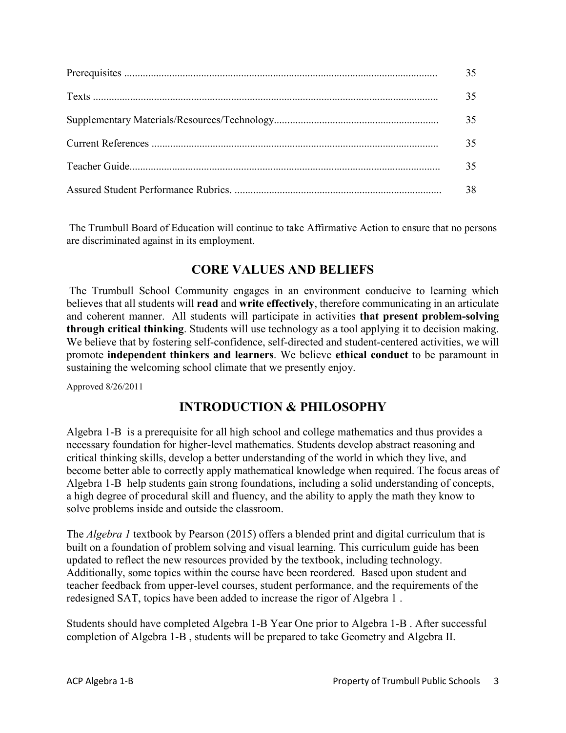| | |
|---|---|
| Prerequisites | 35 |
| Texts | 35 |
| Supplementary Materials/Resources/Technology | 35 |
| Current References | 35 |
| Teacher Guide | 35 |
| Assured Student Performance Rubrics. | 38 |

The Trumbull Board of Education will continue to take Affirmative Action to ensure that no persons are discriminated against in its employment.

## CORE VALUES AND BELIEFS

The Trumbull School Community engages in an environment conducive to learning which believes that all students will **read** and **write effectively**, therefore communicating in an articulate and coherent manner. All students will participate in activities **that present problem-solving through critical thinking**. Students will use technology as a tool applying it to decision making. We believe that by fostering self-confidence, self-directed and student-centered activities, we will promote **independent thinkers and learners**. We believe **ethical conduct** to be paramount in sustaining the welcoming school climate that we presently enjoy.

Approved 8/26/2011

## INTRODUCTION & PHILOSOPHY

Algebra 1-B is a prerequisite for all high school and college mathematics and thus provides a necessary foundation for higher-level mathematics. Students develop abstract reasoning and critical thinking skills, develop a better understanding of the world in which they live, and become better able to correctly apply mathematical knowledge when required. The focus areas of Algebra 1-B help students gain strong foundations, including a solid understanding of concepts, a high degree of procedural skill and fluency, and the ability to apply the math they know to solve problems inside and outside the classroom.

The *Algebra 1* textbook by Pearson (2015) offers a blended print and digital curriculum that is built on a foundation of problem solving and visual learning. This curriculum guide has been updated to reflect the new resources provided by the textbook, including technology. Additionally, some topics within the course have been reordered. Based upon student and teacher feedback from upper-level courses, student performance, and the requirements of the redesigned SAT, topics have been added to increase the rigor of Algebra 1 .

Students should have completed Algebra 1-B Year One prior to Algebra 1-B . After successful completion of Algebra 1-B , students will be prepared to take Geometry and Algebra II.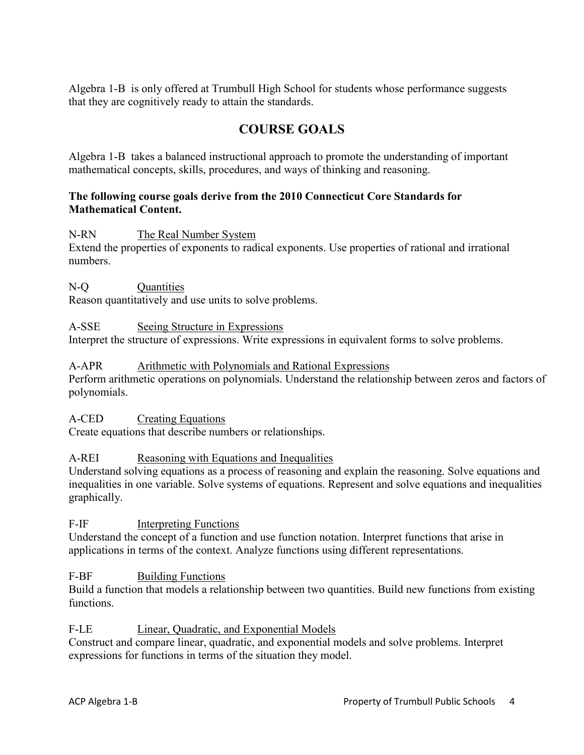Algebra 1-B is only offered at Trumbull High School for students whose performance suggests that they are cognitively ready to attain the standards.

## COURSE GOALS

Algebra 1-B takes a balanced instructional approach to promote the understanding of important mathematical concepts, skills, procedures, and ways of thinking and reasoning.

**The following course goals derive from the 2010 Connecticut Core Standards for Mathematical Content.**

N-RN The Real Number System
Extend the properties of exponents to radical exponents. Use properties of rational and irrational numbers.

N-Q Quantities
Reason quantitatively and use units to solve problems.

A-SSE Seeing Structure in Expressions
Interpret the structure of expressions. Write expressions in equivalent forms to solve problems.

A-APR Arithmetic with Polynomials and Rational Expressions
Perform arithmetic operations on polynomials. Understand the relationship between zeros and factors of polynomials.

A-CED Creating Equations
Create equations that describe numbers or relationships.

A-REI Reasoning with Equations and Inequalities
Understand solving equations as a process of reasoning and explain the reasoning. Solve equations and inequalities in one variable. Solve systems of equations. Represent and solve equations and inequalities graphically.

F-IF Interpreting Functions
Understand the concept of a function and use function notation. Interpret functions that arise in applications in terms of the context. Analyze functions using different representations.

F-BF Building Functions
Build a function that models a relationship between two quantities. Build new functions from existing functions.

F-LE Linear, Quadratic, and Exponential Models
Construct and compare linear, quadratic, and exponential models and solve problems. Interpret expressions for functions in terms of the situation they model.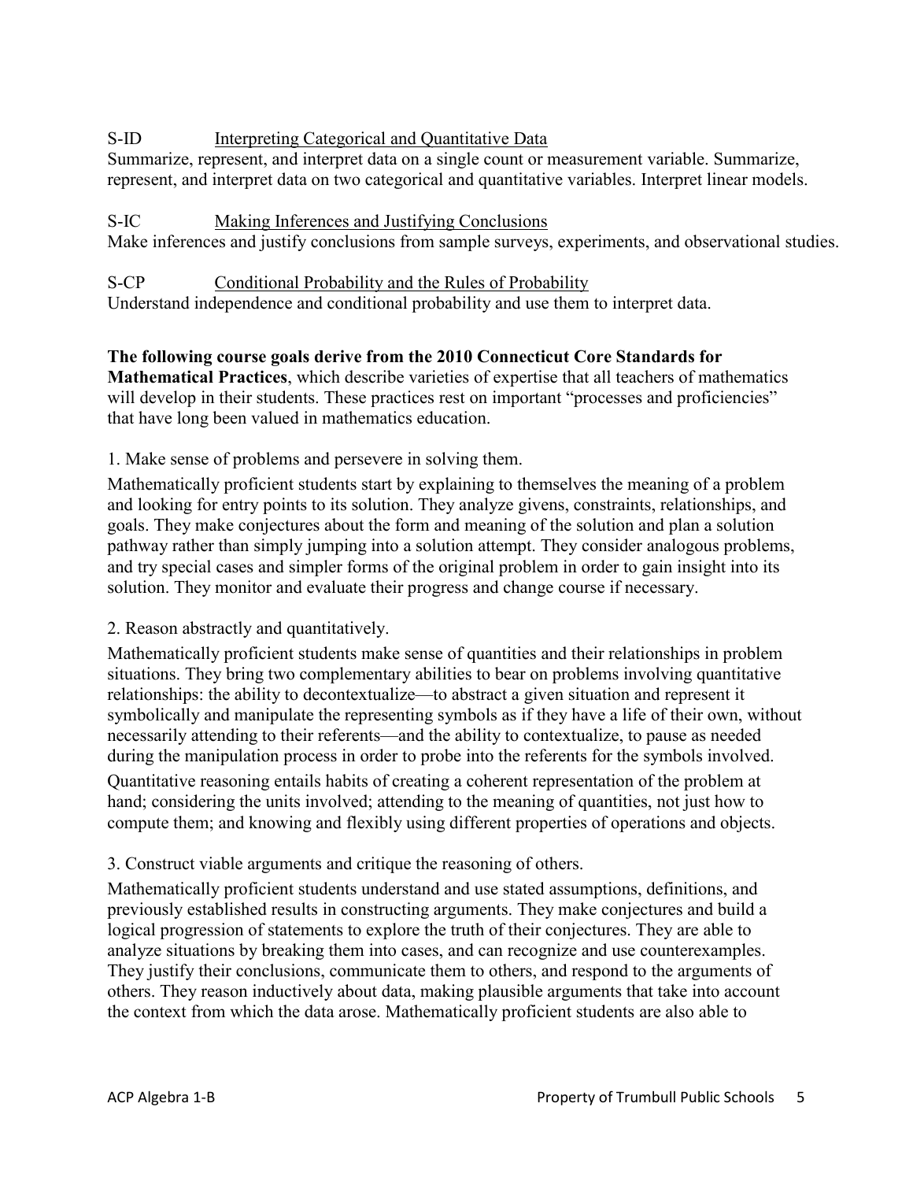S-ID Interpreting Categorical and Quantitative Data
Summarize, represent, and interpret data on a single count or measurement variable. Summarize, represent, and interpret data on two categorical and quantitative variables. Interpret linear models.

S-IC Making Inferences and Justifying Conclusions
Make inferences and justify conclusions from sample surveys, experiments, and observational studies.

S-CP Conditional Probability and the Rules of Probability
Understand independence and conditional probability and use them to interpret data.

**The following course goals derive from the 2010 Connecticut Core Standards for Mathematical Practices**, which describe varieties of expertise that all teachers of mathematics will develop in their students. These practices rest on important "processes and proficiencies" that have long been valued in mathematics education.

1. Make sense of problems and persevere in solving them.

Mathematically proficient students start by explaining to themselves the meaning of a problem and looking for entry points to its solution. They analyze givens, constraints, relationships, and goals. They make conjectures about the form and meaning of the solution and plan a solution pathway rather than simply jumping into a solution attempt. They consider analogous problems, and try special cases and simpler forms of the original problem in order to gain insight into its solution. They monitor and evaluate their progress and change course if necessary.

2. Reason abstractly and quantitatively.

Mathematically proficient students make sense of quantities and their relationships in problem situations. They bring two complementary abilities to bear on problems involving quantitative relationships: the ability to decontextualize—to abstract a given situation and represent it symbolically and manipulate the representing symbols as if they have a life of their own, without necessarily attending to their referents—and the ability to contextualize, to pause as needed during the manipulation process in order to probe into the referents for the symbols involved. Quantitative reasoning entails habits of creating a coherent representation of the problem at hand; considering the units involved; attending to the meaning of quantities, not just how to compute them; and knowing and flexibly using different properties of operations and objects.

3. Construct viable arguments and critique the reasoning of others.

Mathematically proficient students understand and use stated assumptions, definitions, and previously established results in constructing arguments. They make conjectures and build a logical progression of statements to explore the truth of their conjectures. They are able to analyze situations by breaking them into cases, and can recognize and use counterexamples. They justify their conclusions, communicate them to others, and respond to the arguments of others. They reason inductively about data, making plausible arguments that take into account the context from which the data arose. Mathematically proficient students are also able to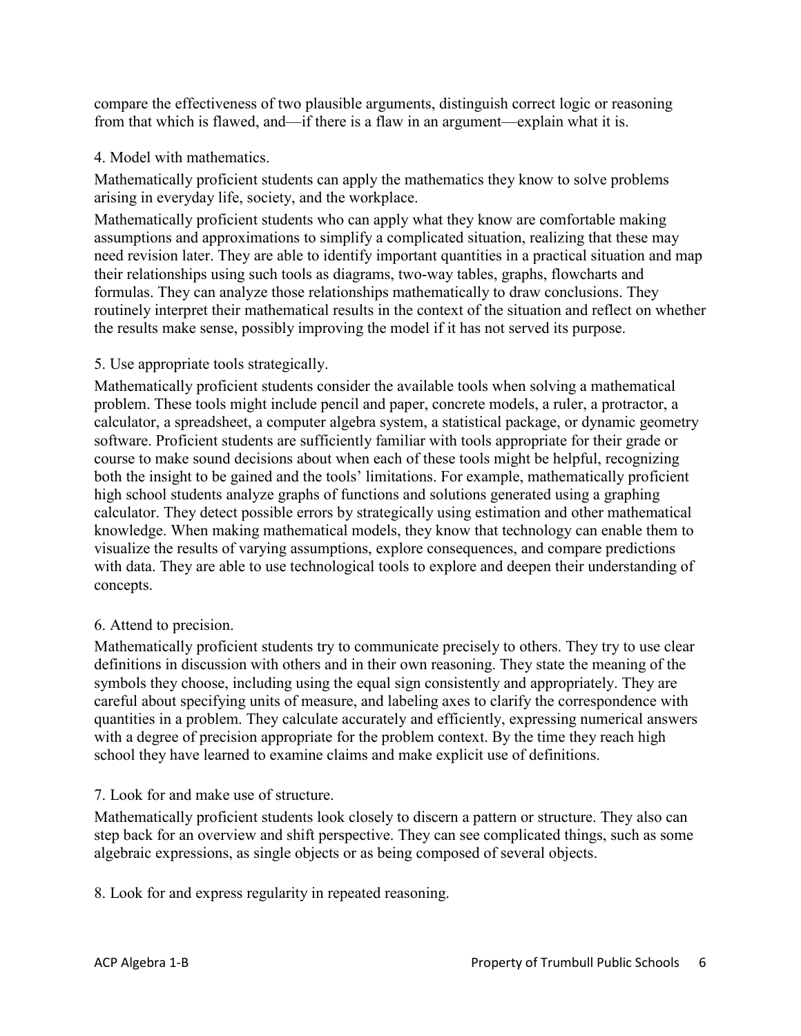compare the effectiveness of two plausible arguments, distinguish correct logic or reasoning from that which is flawed, and—if there is a flaw in an argument—explain what it is.

4. Model with mathematics.

Mathematically proficient students can apply the mathematics they know to solve problems arising in everyday life, society, and the workplace.

Mathematically proficient students who can apply what they know are comfortable making assumptions and approximations to simplify a complicated situation, realizing that these may need revision later. They are able to identify important quantities in a practical situation and map their relationships using such tools as diagrams, two-way tables, graphs, flowcharts and formulas. They can analyze those relationships mathematically to draw conclusions. They routinely interpret their mathematical results in the context of the situation and reflect on whether the results make sense, possibly improving the model if it has not served its purpose.

5. Use appropriate tools strategically.

Mathematically proficient students consider the available tools when solving a mathematical problem. These tools might include pencil and paper, concrete models, a ruler, a protractor, a calculator, a spreadsheet, a computer algebra system, a statistical package, or dynamic geometry software. Proficient students are sufficiently familiar with tools appropriate for their grade or course to make sound decisions about when each of these tools might be helpful, recognizing both the insight to be gained and the tools' limitations. For example, mathematically proficient high school students analyze graphs of functions and solutions generated using a graphing calculator. They detect possible errors by strategically using estimation and other mathematical knowledge. When making mathematical models, they know that technology can enable them to visualize the results of varying assumptions, explore consequences, and compare predictions with data. They are able to use technological tools to explore and deepen their understanding of concepts.

6. Attend to precision.

Mathematically proficient students try to communicate precisely to others. They try to use clear definitions in discussion with others and in their own reasoning. They state the meaning of the symbols they choose, including using the equal sign consistently and appropriately. They are careful about specifying units of measure, and labeling axes to clarify the correspondence with quantities in a problem. They calculate accurately and efficiently, expressing numerical answers with a degree of precision appropriate for the problem context. By the time they reach high school they have learned to examine claims and make explicit use of definitions.

7. Look for and make use of structure.

Mathematically proficient students look closely to discern a pattern or structure. They also can step back for an overview and shift perspective. They can see complicated things, such as some algebraic expressions, as single objects or as being composed of several objects.

8. Look for and express regularity in repeated reasoning.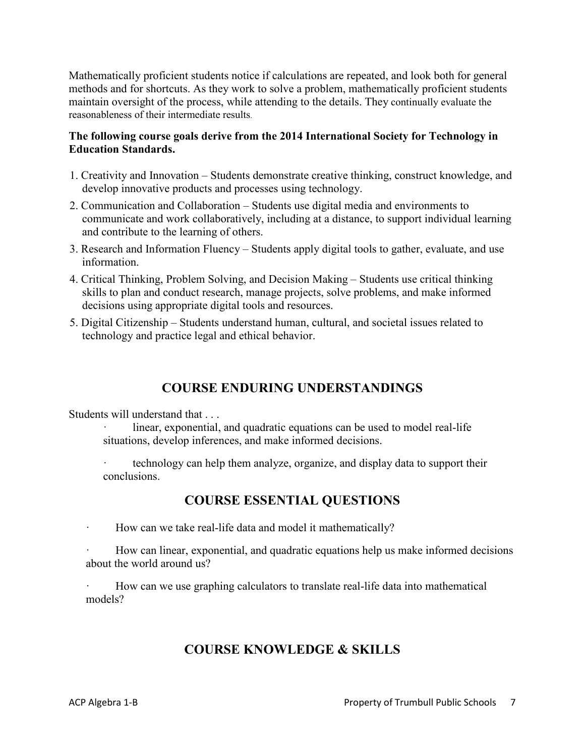Mathematically proficient students notice if calculations are repeated, and look both for general methods and for shortcuts. As they work to solve a problem, mathematically proficient students maintain oversight of the process, while attending to the details. They continually evaluate the reasonableness of their intermediate results.

**The following course goals derive from the 2014 International Society for Technology in Education Standards.**

1. Creativity and Innovation – Students demonstrate creative thinking, construct knowledge, and develop innovative products and processes using technology.
2. Communication and Collaboration – Students use digital media and environments to communicate and work collaboratively, including at a distance, to support individual learning and contribute to the learning of others.
3. Research and Information Fluency – Students apply digital tools to gather, evaluate, and use information.
4. Critical Thinking, Problem Solving, and Decision Making – Students use critical thinking skills to plan and conduct research, manage projects, solve problems, and make informed decisions using appropriate digital tools and resources.
5. Digital Citizenship – Students understand human, cultural, and societal issues related to technology and practice legal and ethical behavior.

## COURSE ENDURING UNDERSTANDINGS

Students will understand that . . .

- linear, exponential, and quadratic equations can be used to model real-life situations, develop inferences, and make informed decisions.
- technology can help them analyze, organize, and display data to support their conclusions.

## COURSE ESSENTIAL QUESTIONS

- How can we take real-life data and model it mathematically?
- How can linear, exponential, and quadratic equations help us make informed decisions about the world around us?
- How can we use graphing calculators to translate real-life data into mathematical models?

## COURSE KNOWLEDGE & SKILLS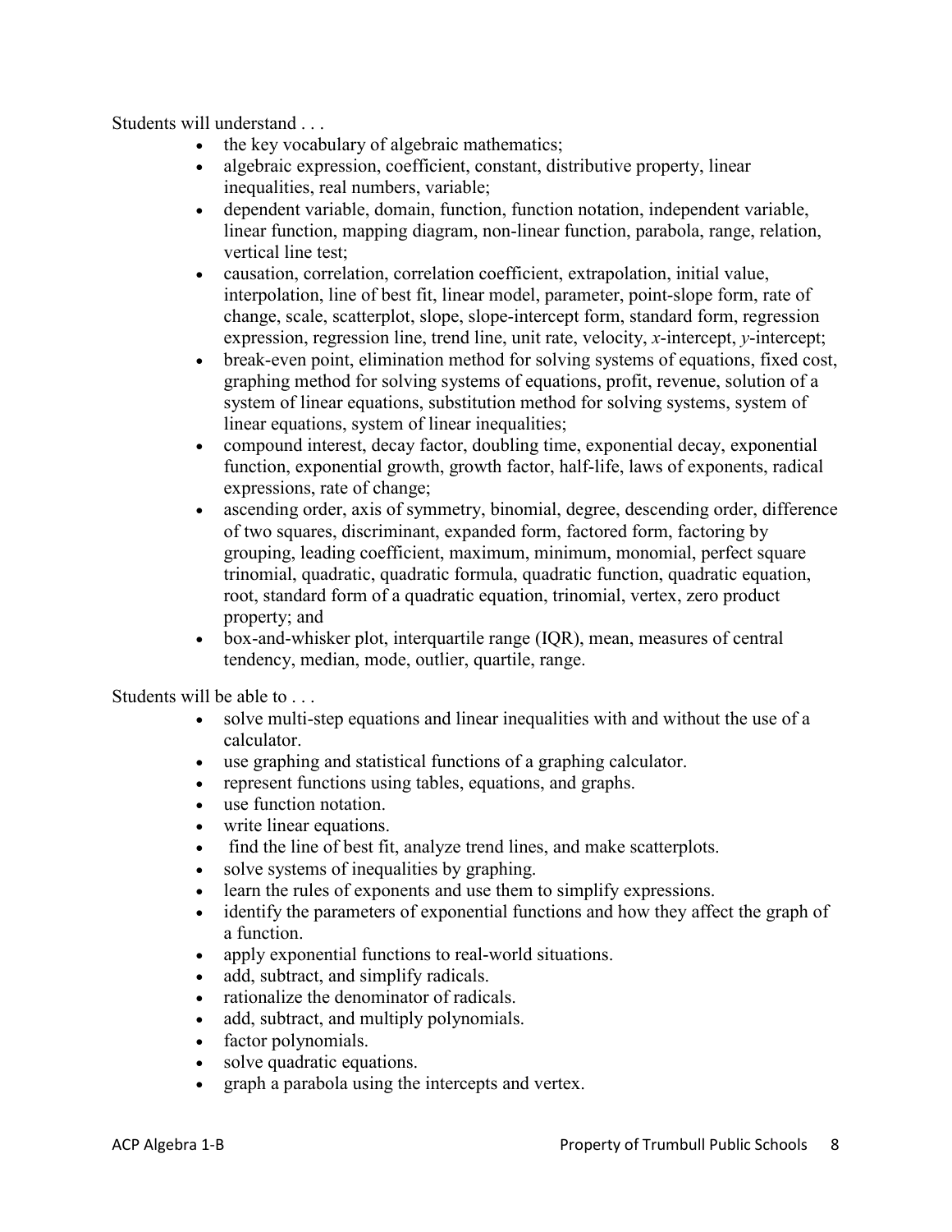Students will understand . . .

- the key vocabulary of algebraic mathematics;
- algebraic expression, coefficient, constant, distributive property, linear inequalities, real numbers, variable;
- dependent variable, domain, function, function notation, independent variable, linear function, mapping diagram, non-linear function, parabola, range, relation, vertical line test;
- causation, correlation, correlation coefficient, extrapolation, initial value, interpolation, line of best fit, linear model, parameter, point-slope form, rate of change, scale, scatterplot, slope, slope-intercept form, standard form, regression expression, regression line, trend line, unit rate, velocity, $x$-intercept, $y$-intercept;
- break-even point, elimination method for solving systems of equations, fixed cost, graphing method for solving systems of equations, profit, revenue, solution of a system of linear equations, substitution method for solving systems, system of linear equations, system of linear inequalities;
- compound interest, decay factor, doubling time, exponential decay, exponential function, exponential growth, growth factor, half-life, laws of exponents, radical expressions, rate of change;
- ascending order, axis of symmetry, binomial, degree, descending order, difference of two squares, discriminant, expanded form, factored form, factoring by grouping, leading coefficient, maximum, minimum, monomial, perfect square trinomial, quadratic, quadratic formula, quadratic function, quadratic equation, root, standard form of a quadratic equation, trinomial, vertex, zero product property; and
- box-and-whisker plot, interquartile range (IQR), mean, measures of central tendency, median, mode, outlier, quartile, range.

Students will be able to . . .

- solve multi-step equations and linear inequalities with and without the use of a calculator.
- use graphing and statistical functions of a graphing calculator.
- represent functions using tables, equations, and graphs.
- use function notation.
- write linear equations.
- find the line of best fit, analyze trend lines, and make scatterplots.
- solve systems of inequalities by graphing.
- learn the rules of exponents and use them to simplify expressions.
- identify the parameters of exponential functions and how they affect the graph of a function.
- apply exponential functions to real-world situations.
- add, subtract, and simplify radicals.
- rationalize the denominator of radicals.
- add, subtract, and multiply polynomials.
- factor polynomials.
- solve quadratic equations.
- graph a parabola using the intercepts and vertex.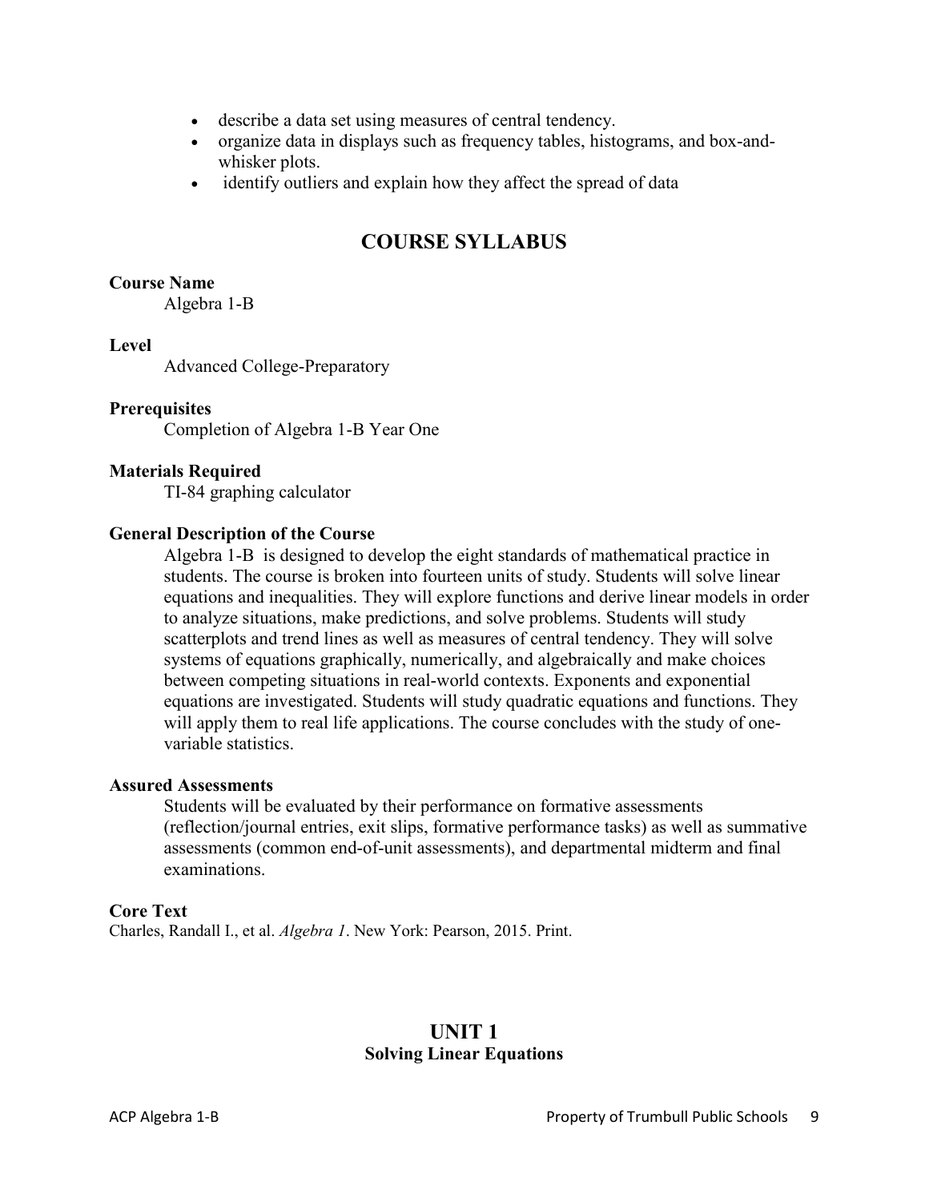- describe a data set using measures of central tendency.
- organize data in displays such as frequency tables, histograms, and box-and-whisker plots.
- identify outliers and explain how they affect the spread of data

# COURSE SYLLABUS

**Course Name**

Algebra 1-B

**Level**

Advanced College-Preparatory

**Prerequisites**

Completion of Algebra 1-B Year One

**Materials Required**

TI-84 graphing calculator

**General Description of the Course**

Algebra 1-B is designed to develop the eight standards of mathematical practice in students. The course is broken into fourteen units of study. Students will solve linear equations and inequalities. They will explore functions and derive linear models in order to analyze situations, make predictions, and solve problems. Students will study scatterplots and trend lines as well as measures of central tendency. They will solve systems of equations graphically, numerically, and algebraically and make choices between competing situations in real-world contexts. Exponents and exponential equations are investigated. Students will study quadratic equations and functions. They will apply them to real life applications. The course concludes with the study of one-variable statistics.

**Assured Assessments**

Students will be evaluated by their performance on formative assessments (reflection/journal entries, exit slips, formative performance tasks) as well as summative assessments (common end-of-unit assessments), and departmental midterm and final examinations.

**Core Text**

Charles, Randall I., et al. *Algebra 1*. New York: Pearson, 2015. Print.

## UNIT 1
### Solving Linear Equations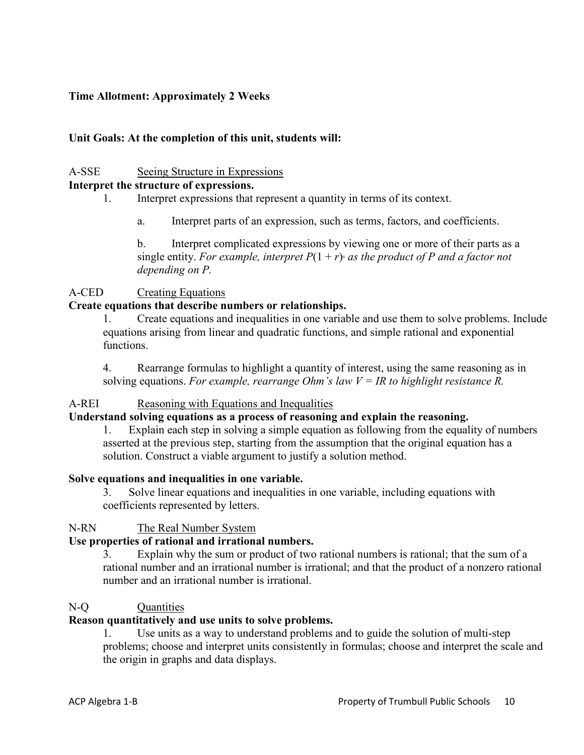**Time Allotment: Approximately 2 Weeks**

**Unit Goals: At the completion of this unit, students will:**

A-SSE Seeing Structure in Expressions

**Interpret the structure of expressions.**

1. Interpret expressions that represent a quantity in terms of its context.

   a. Interpret parts of an expression, such as terms, factors, and coefficients.

   b. Interpret complicated expressions by viewing one or more of their parts as a single entity. *For example, interpret* $P(1 + r)^n$ *as the product of P and a factor not depending on P.*

A-CED Creating Equations

**Create equations that describe numbers or relationships.**

1. Create equations and inequalities in one variable and use them to solve problems. Include equations arising from linear and quadratic functions, and simple rational and exponential functions.

4. Rearrange formulas to highlight a quantity of interest, using the same reasoning as in solving equations. *For example, rearrange Ohm's law* $V = IR$ *to highlight resistance R.*

A-REI Reasoning with Equations and Inequalities

**Understand solving equations as a process of reasoning and explain the reasoning.**

1. Explain each step in solving a simple equation as following from the equality of numbers asserted at the previous step, starting from the assumption that the original equation has a solution. Construct a viable argument to justify a solution method.

**Solve equations and inequalities in one variable.**

3. Solve linear equations and inequalities in one variable, including equations with coefficients represented by letters.

N-RN The Real Number System

**Use properties of rational and irrational numbers.**

3. Explain why the sum or product of two rational numbers is rational; that the sum of a rational number and an irrational number is irrational; and that the product of a nonzero rational number and an irrational number is irrational.

N-Q Quantities

**Reason quantitatively and use units to solve problems.**

1. Use units as a way to understand problems and to guide the solution of multi-step problems; choose and interpret units consistently in formulas; choose and interpret the scale and the origin in graphs and data displays.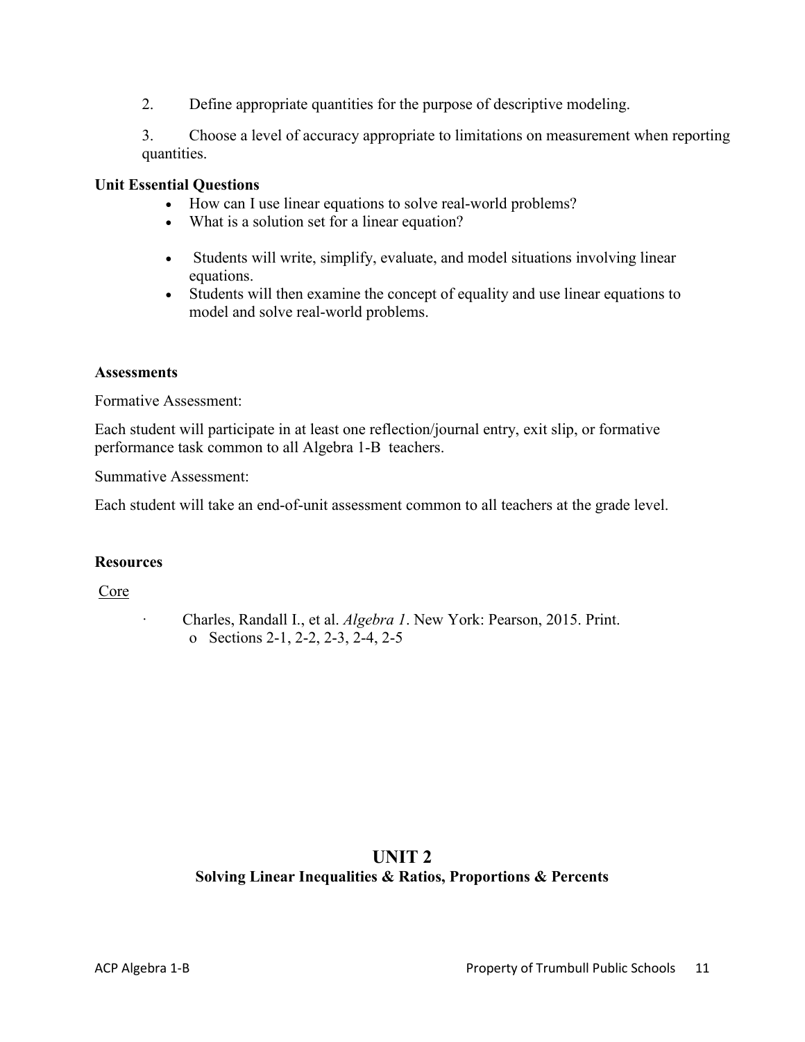2. Define appropriate quantities for the purpose of descriptive modeling.

3. Choose a level of accuracy appropriate to limitations on measurement when reporting quantities.

**Unit Essential Questions**

- How can I use linear equations to solve real-world problems?
- What is a solution set for a linear equation?

- Students will write, simplify, evaluate, and model situations involving linear equations.
- Students will then examine the concept of equality and use linear equations to model and solve real-world problems.

**Assessments**

Formative Assessment:

Each student will participate in at least one reflection/journal entry, exit slip, or formative performance task common to all Algebra 1-B teachers.

Summative Assessment:

Each student will take an end-of-unit assessment common to all teachers at the grade level.

**Resources**

Core

- Charles, Randall I., et al. *Algebra 1*. New York: Pearson, 2015. Print.
  - Sections 2-1, 2-2, 2-3, 2-4, 2-5

## UNIT 2
### Solving Linear Inequalities & Ratios, Proportions & Percents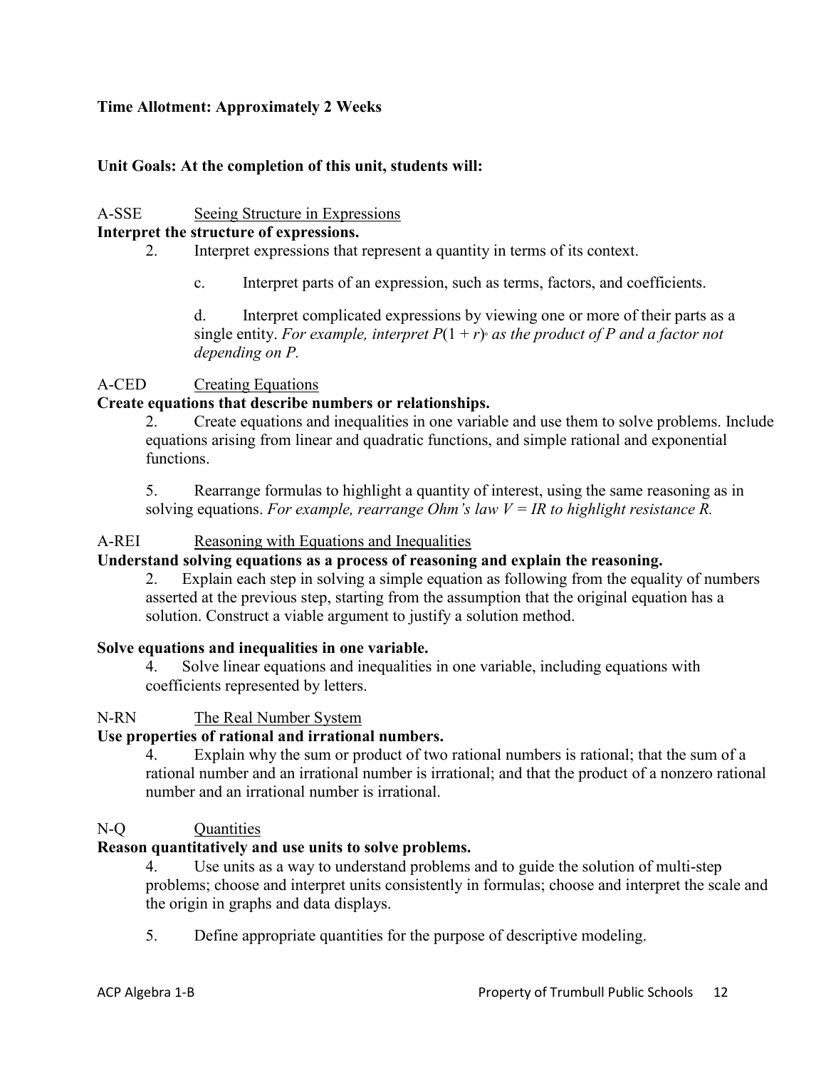**Time Allotment: Approximately 2 Weeks**

**Unit Goals: At the completion of this unit, students will:**

A-SSE Seeing Structure in Expressions

**Interpret the structure of expressions.**

2. Interpret expressions that represent a quantity in terms of its context.

   c. Interpret parts of an expression, such as terms, factors, and coefficients.

   d. Interpret complicated expressions by viewing one or more of their parts as a single entity. *For example, interpret $P(1 + r)^n$ as the product of P and a factor not depending on P.*

A-CED Creating Equations

**Create equations that describe numbers or relationships.**

2. Create equations and inequalities in one variable and use them to solve problems. Include equations arising from linear and quadratic functions, and simple rational and exponential functions.

5. Rearrange formulas to highlight a quantity of interest, using the same reasoning as in solving equations. *For example, rearrange Ohm's law $V = IR$ to highlight resistance R.*

A-REI Reasoning with Equations and Inequalities

**Understand solving equations as a process of reasoning and explain the reasoning.**

2. Explain each step in solving a simple equation as following from the equality of numbers asserted at the previous step, starting from the assumption that the original equation has a solution. Construct a viable argument to justify a solution method.

**Solve equations and inequalities in one variable.**

4. Solve linear equations and inequalities in one variable, including equations with coefficients represented by letters.

N-RN The Real Number System

**Use properties of rational and irrational numbers.**

4. Explain why the sum or product of two rational numbers is rational; that the sum of a rational number and an irrational number is irrational; and that the product of a nonzero rational number and an irrational number is irrational.

N-Q Quantities

**Reason quantitatively and use units to solve problems.**

4. Use units as a way to understand problems and to guide the solution of multi-step problems; choose and interpret units consistently in formulas; choose and interpret the scale and the origin in graphs and data displays.

5. Define appropriate quantities for the purpose of descriptive modeling.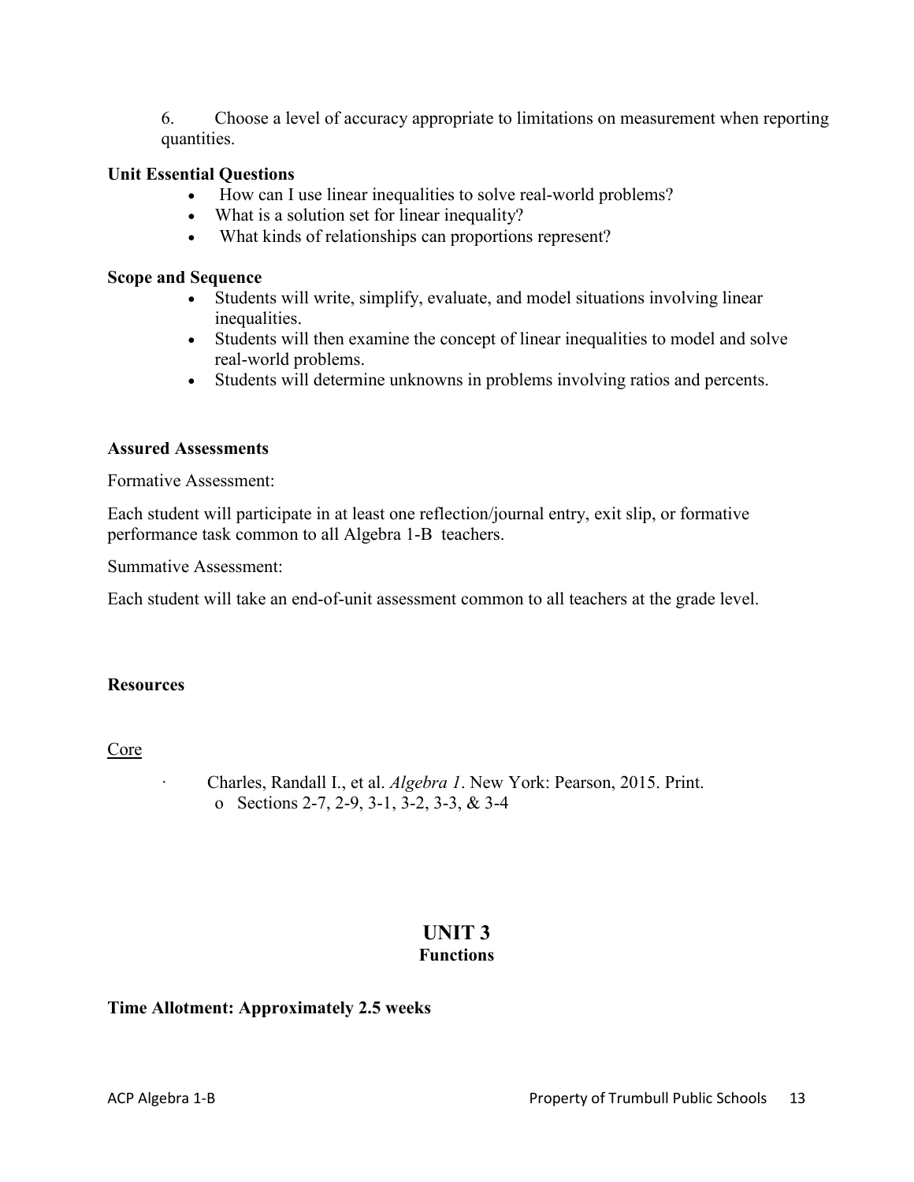6. Choose a level of accuracy appropriate to limitations on measurement when reporting quantities.

**Unit Essential Questions**

- How can I use linear inequalities to solve real-world problems?
- What is a solution set for linear inequality?
- What kinds of relationships can proportions represent?

**Scope and Sequence**

- Students will write, simplify, evaluate, and model situations involving linear inequalities.
- Students will then examine the concept of linear inequalities to model and solve real-world problems.
- Students will determine unknowns in problems involving ratios and percents.

**Assured Assessments**

Formative Assessment:

Each student will participate in at least one reflection/journal entry, exit slip, or formative performance task common to all Algebra 1-B teachers.

Summative Assessment:

Each student will take an end-of-unit assessment common to all teachers at the grade level.

**Resources**

Core

- Charles, Randall I., et al. *Algebra 1*. New York: Pearson, 2015. Print.
  - Sections 2-7, 2-9, 3-1, 3-2, 3-3, & 3-4

## UNIT 3
### Functions

**Time Allotment: Approximately 2.5 weeks**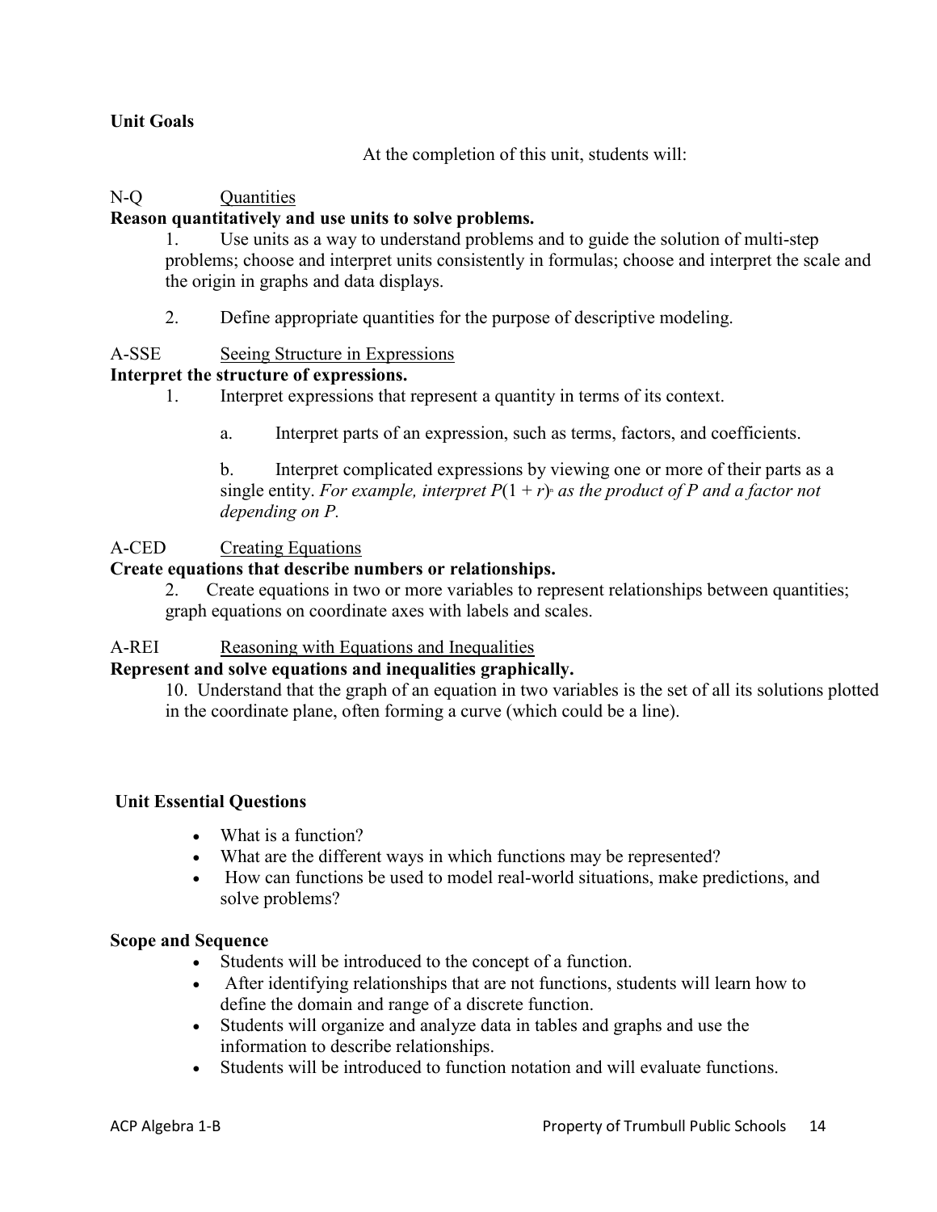**Unit Goals**

At the completion of this unit, students will:

N-Q Quantities

**Reason quantitatively and use units to solve problems.**

1. Use units as a way to understand problems and to guide the solution of multi-step problems; choose and interpret units consistently in formulas; choose and interpret the scale and the origin in graphs and data displays.

2. Define appropriate quantities for the purpose of descriptive modeling.

A-SSE Seeing Structure in Expressions

**Interpret the structure of expressions.**

1. Interpret expressions that represent a quantity in terms of its context.

   a. Interpret parts of an expression, such as terms, factors, and coefficients.

   b. Interpret complicated expressions by viewing one or more of their parts as a single entity. *For example, interpret* $P(1 + r)^n$ *as the product of P and a factor not depending on P.*

A-CED Creating Equations

**Create equations that describe numbers or relationships.**

2. Create equations in two or more variables to represent relationships between quantities; graph equations on coordinate axes with labels and scales.

A-REI Reasoning with Equations and Inequalities

**Represent and solve equations and inequalities graphically.**

10. Understand that the graph of an equation in two variables is the set of all its solutions plotted in the coordinate plane, often forming a curve (which could be a line).

**Unit Essential Questions**

- What is a function?
- What are the different ways in which functions may be represented?
- How can functions be used to model real-world situations, make predictions, and solve problems?

**Scope and Sequence**

- Students will be introduced to the concept of a function.
- After identifying relationships that are not functions, students will learn how to define the domain and range of a discrete function.
- Students will organize and analyze data in tables and graphs and use the information to describe relationships.
- Students will be introduced to function notation and will evaluate functions.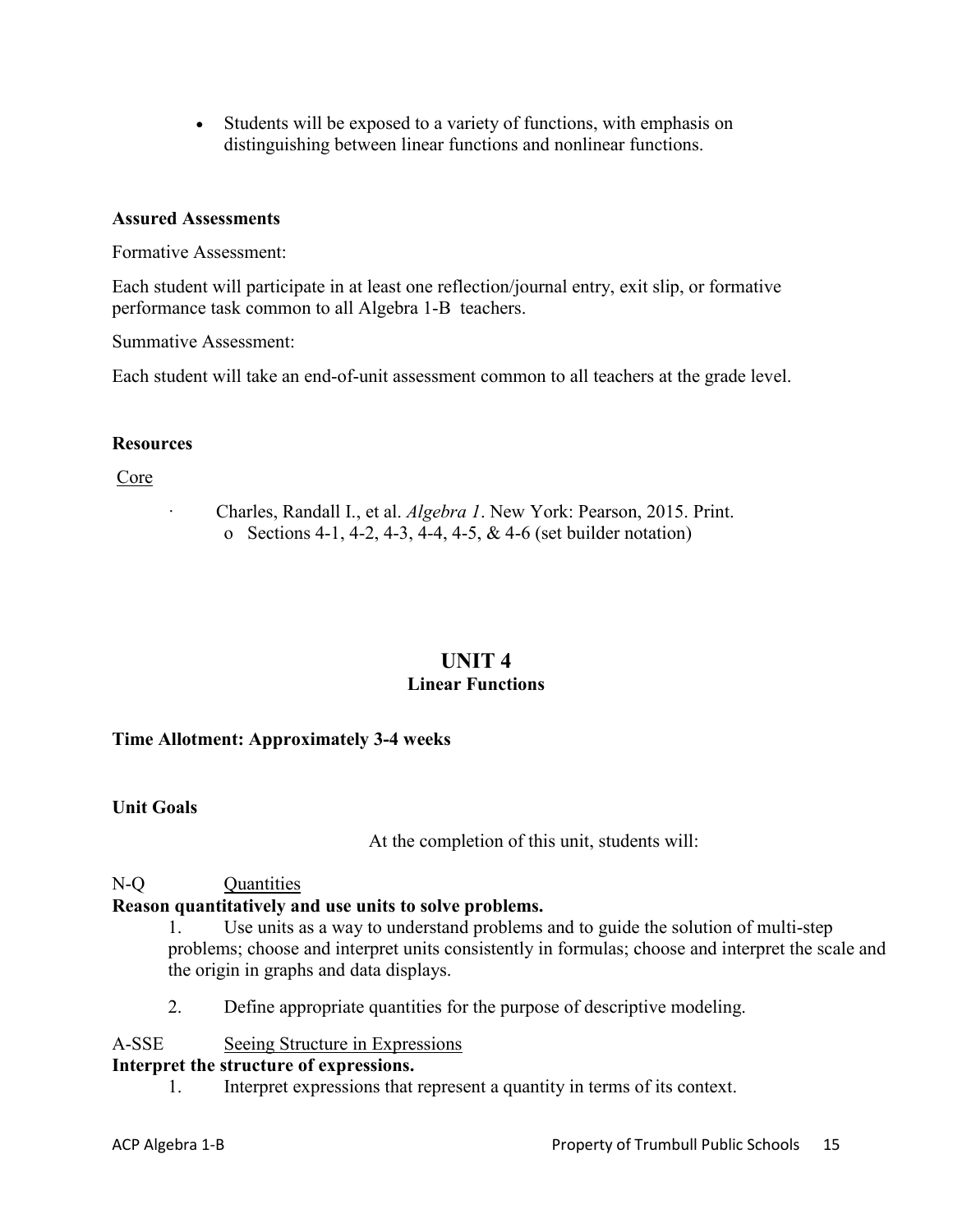- Students will be exposed to a variety of functions, with emphasis on distinguishing between linear functions and nonlinear functions.

**Assured Assessments**

Formative Assessment:

Each student will participate in at least one reflection/journal entry, exit slip, or formative performance task common to all Algebra 1-B teachers.

Summative Assessment:

Each student will take an end-of-unit assessment common to all teachers at the grade level.

**Resources**

Core

- Charles, Randall I., et al. *Algebra 1*. New York: Pearson, 2015. Print.
  - Sections 4-1, 4-2, 4-3, 4-4, 4-5, & 4-6 (set builder notation)

## UNIT 4
### Linear Functions

**Time Allotment: Approximately 3-4 weeks**

**Unit Goals**

At the completion of this unit, students will:

N-Q Quantities

**Reason quantitatively and use units to solve problems.**

1. Use units as a way to understand problems and to guide the solution of multi-step problems; choose and interpret units consistently in formulas; choose and interpret the scale and the origin in graphs and data displays.

2. Define appropriate quantities for the purpose of descriptive modeling.

A-SSE Seeing Structure in Expressions

**Interpret the structure of expressions.**

1. Interpret expressions that represent a quantity in terms of its context.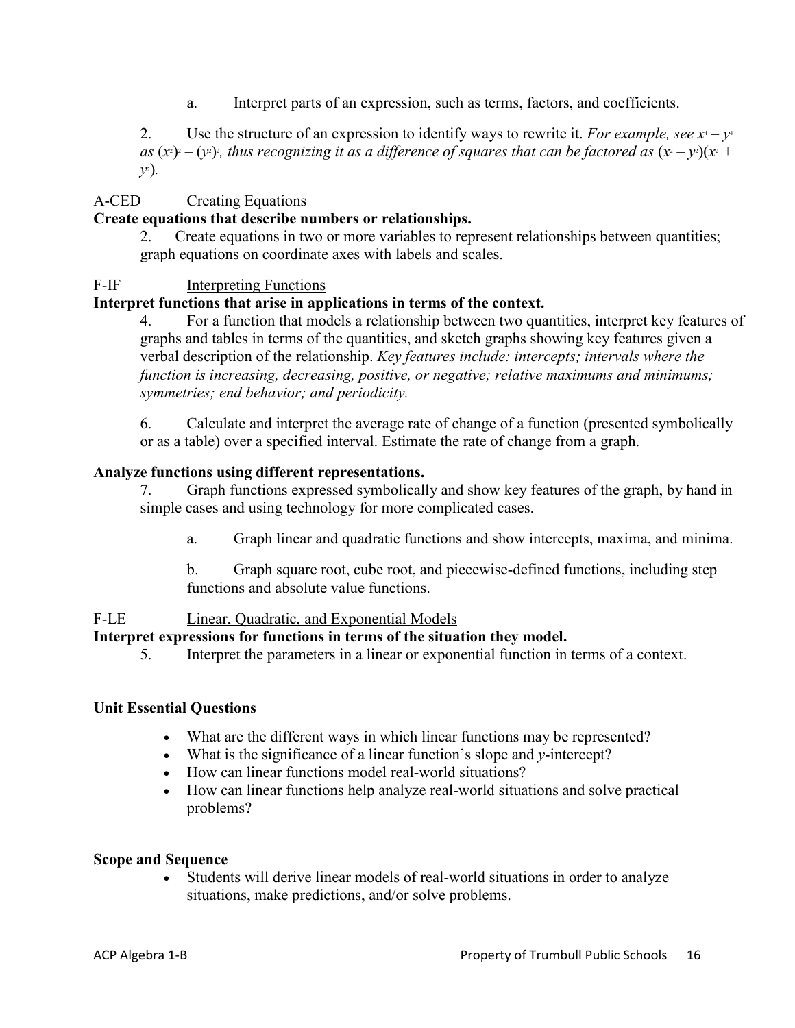a. Interpret parts of an expression, such as terms, factors, and coefficients.

2. Use the structure of an expression to identify ways to rewrite it. *For example, see $x^4 - y^4$ as $(x^2)^2 - (y^2)^2$, thus recognizing it as a difference of squares that can be factored as $(x^2 - y^2)(x^2 + y^2)$.*

A-CED Creating Equations

**Create equations that describe numbers or relationships.**

2. Create equations in two or more variables to represent relationships between quantities; graph equations on coordinate axes with labels and scales.

F-IF Interpreting Functions

**Interpret functions that arise in applications in terms of the context.**

4. For a function that models a relationship between two quantities, interpret key features of graphs and tables in terms of the quantities, and sketch graphs showing key features given a verbal description of the relationship. *Key features include: intercepts; intervals where the function is increasing, decreasing, positive, or negative; relative maximums and minimums; symmetries; end behavior; and periodicity.*

6. Calculate and interpret the average rate of change of a function (presented symbolically or as a table) over a specified interval. Estimate the rate of change from a graph.

**Analyze functions using different representations.**

7. Graph functions expressed symbolically and show key features of the graph, by hand in simple cases and using technology for more complicated cases.

a. Graph linear and quadratic functions and show intercepts, maxima, and minima.

b. Graph square root, cube root, and piecewise-defined functions, including step functions and absolute value functions.

F-LE Linear, Quadratic, and Exponential Models

**Interpret expressions for functions in terms of the situation they model.**

5. Interpret the parameters in a linear or exponential function in terms of a context.

**Unit Essential Questions**

- What are the different ways in which linear functions may be represented?
- What is the significance of a linear function's slope and *y*-intercept?
- How can linear functions model real-world situations?
- How can linear functions help analyze real-world situations and solve practical problems?

**Scope and Sequence**

- Students will derive linear models of real-world situations in order to analyze situations, make predictions, and/or solve problems.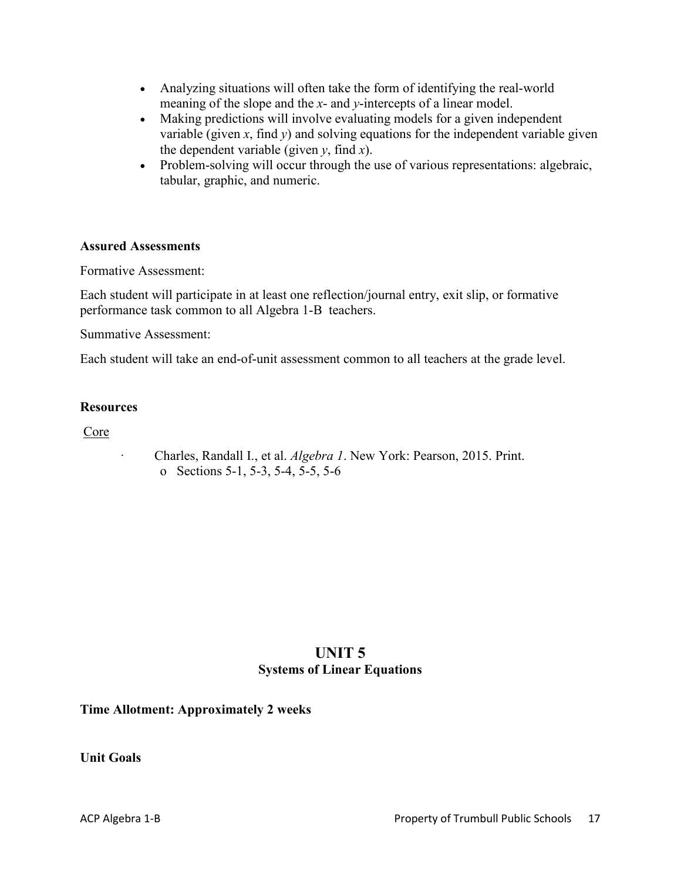- Analyzing situations will often take the form of identifying the real-world meaning of the slope and the $x$- and $y$-intercepts of a linear model.
- Making predictions will involve evaluating models for a given independent variable (given $x$, find $y$) and solving equations for the independent variable given the dependent variable (given $y$, find $x$).
- Problem-solving will occur through the use of various representations: algebraic, tabular, graphic, and numeric.

**Assured Assessments**

Formative Assessment:

Each student will participate in at least one reflection/journal entry, exit slip, or formative performance task common to all Algebra 1-B teachers.

Summative Assessment:

Each student will take an end-of-unit assessment common to all teachers at the grade level.

**Resources**

<u>Core</u>

- Charles, Randall I., et al. *Algebra 1*. New York: Pearson, 2015. Print.
  - Sections 5-1, 5-3, 5-4, 5-5, 5-6

## UNIT 5
### Systems of Linear Equations

**Time Allotment: Approximately 2 weeks**

**Unit Goals**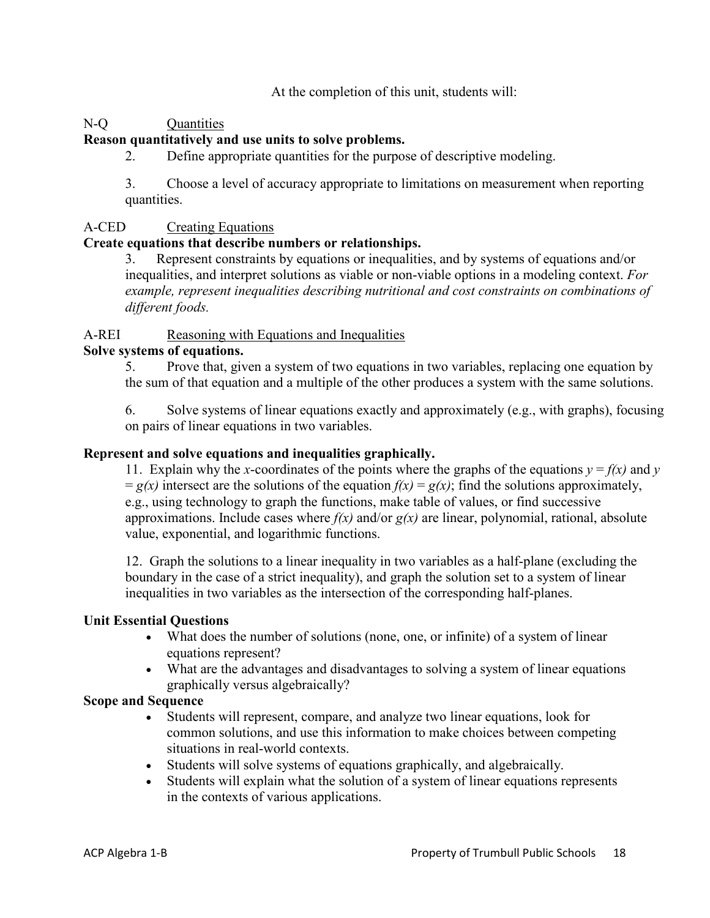At the completion of this unit, students will:

N-Q Quantities

**Reason quantitatively and use units to solve problems.**

2. Define appropriate quantities for the purpose of descriptive modeling.

3. Choose a level of accuracy appropriate to limitations on measurement when reporting quantities.

A-CED Creating Equations

**Create equations that describe numbers or relationships.**

3. Represent constraints by equations or inequalities, and by systems of equations and/or inequalities, and interpret solutions as viable or non-viable options in a modeling context. *For example, represent inequalities describing nutritional and cost constraints on combinations of different foods.*

A-REI Reasoning with Equations and Inequalities

**Solve systems of equations.**

5. Prove that, given a system of two equations in two variables, replacing one equation by the sum of that equation and a multiple of the other produces a system with the same solutions.

6. Solve systems of linear equations exactly and approximately (e.g., with graphs), focusing on pairs of linear equations in two variables.

**Represent and solve equations and inequalities graphically.**

11. Explain why the $x$-coordinates of the points where the graphs of the equations $y = f(x)$ and $y = g(x)$ intersect are the solutions of the equation $f(x) = g(x)$; find the solutions approximately, e.g., using technology to graph the functions, make table of values, or find successive approximations. Include cases where $f(x)$ and/or $g(x)$ are linear, polynomial, rational, absolute value, exponential, and logarithmic functions.

12. Graph the solutions to a linear inequality in two variables as a half-plane (excluding the boundary in the case of a strict inequality), and graph the solution set to a system of linear inequalities in two variables as the intersection of the corresponding half-planes.

**Unit Essential Questions**

- What does the number of solutions (none, one, or infinite) of a system of linear equations represent?
- What are the advantages and disadvantages to solving a system of linear equations graphically versus algebraically?

**Scope and Sequence**

- Students will represent, compare, and analyze two linear equations, look for common solutions, and use this information to make choices between competing situations in real-world contexts.
- Students will solve systems of equations graphically, and algebraically.
- Students will explain what the solution of a system of linear equations represents in the contexts of various applications.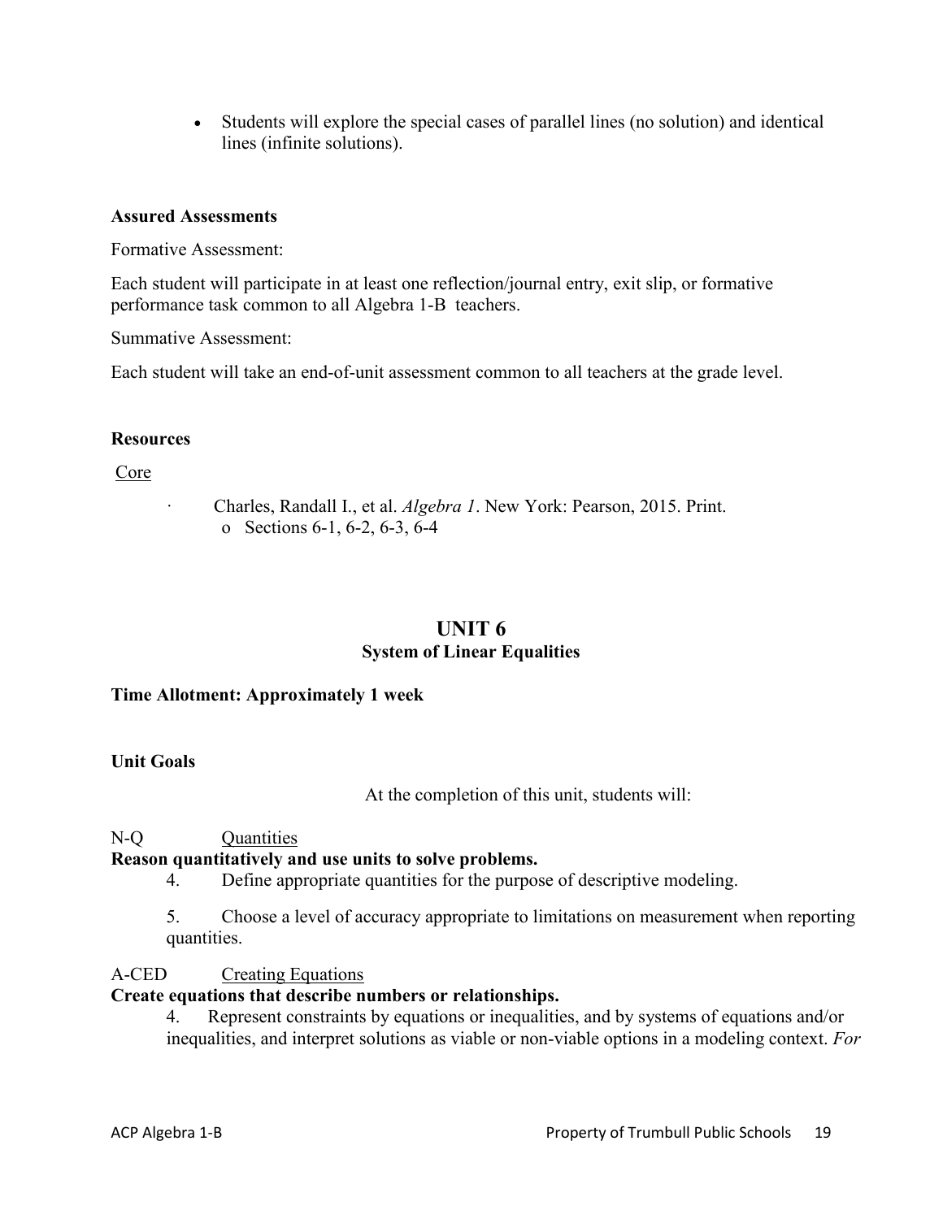- Students will explore the special cases of parallel lines (no solution) and identical lines (infinite solutions).

**Assured Assessments**

Formative Assessment:

Each student will participate in at least one reflection/journal entry, exit slip, or formative performance task common to all Algebra 1-B teachers.

Summative Assessment:

Each student will take an end-of-unit assessment common to all teachers at the grade level.

**Resources**

Core

- Charles, Randall I., et al. *Algebra 1*. New York: Pearson, 2015. Print.
  - Sections 6-1, 6-2, 6-3, 6-4

## UNIT 6
### System of Linear Equalities

**Time Allotment: Approximately 1 week**

**Unit Goals**

At the completion of this unit, students will:

N-Q Quantities

**Reason quantitatively and use units to solve problems.**

4. Define appropriate quantities for the purpose of descriptive modeling.

5. Choose a level of accuracy appropriate to limitations on measurement when reporting quantities.

A-CED Creating Equations

**Create equations that describe numbers or relationships.**

4. Represent constraints by equations or inequalities, and by systems of equations and/or inequalities, and interpret solutions as viable or non-viable options in a modeling context. *For*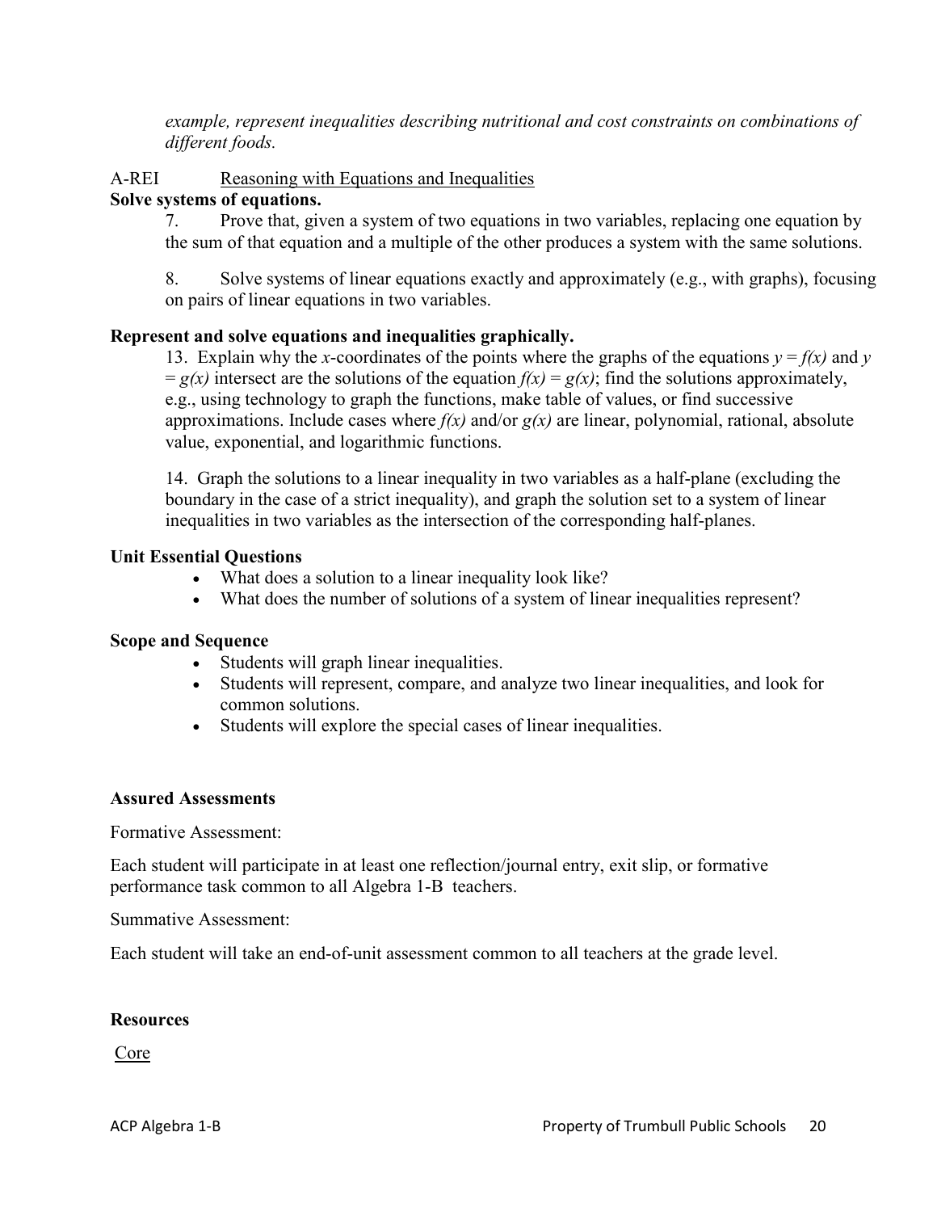*example, represent inequalities describing nutritional and cost constraints on combinations of different foods.*

A-REI Reasoning with Equations and Inequalities

**Solve systems of equations.**

7. Prove that, given a system of two equations in two variables, replacing one equation by the sum of that equation and a multiple of the other produces a system with the same solutions.

8. Solve systems of linear equations exactly and approximately (e.g., with graphs), focusing on pairs of linear equations in two variables.

**Represent and solve equations and inequalities graphically.**

13. Explain why the $x$-coordinates of the points where the graphs of the equations $y = f(x)$ and $y = g(x)$ intersect are the solutions of the equation $f(x) = g(x)$; find the solutions approximately, e.g., using technology to graph the functions, make table of values, or find successive approximations. Include cases where $f(x)$ and/or $g(x)$ are linear, polynomial, rational, absolute value, exponential, and logarithmic functions.

14. Graph the solutions to a linear inequality in two variables as a half-plane (excluding the boundary in the case of a strict inequality), and graph the solution set to a system of linear inequalities in two variables as the intersection of the corresponding half-planes.

**Unit Essential Questions**

- What does a solution to a linear inequality look like?
- What does the number of solutions of a system of linear inequalities represent?

**Scope and Sequence**

- Students will graph linear inequalities.
- Students will represent, compare, and analyze two linear inequalities, and look for common solutions.
- Students will explore the special cases of linear inequalities.

**Assured Assessments**

Formative Assessment:

Each student will participate in at least one reflection/journal entry, exit slip, or formative performance task common to all Algebra 1-B teachers.

Summative Assessment:

Each student will take an end-of-unit assessment common to all teachers at the grade level.

**Resources**

Core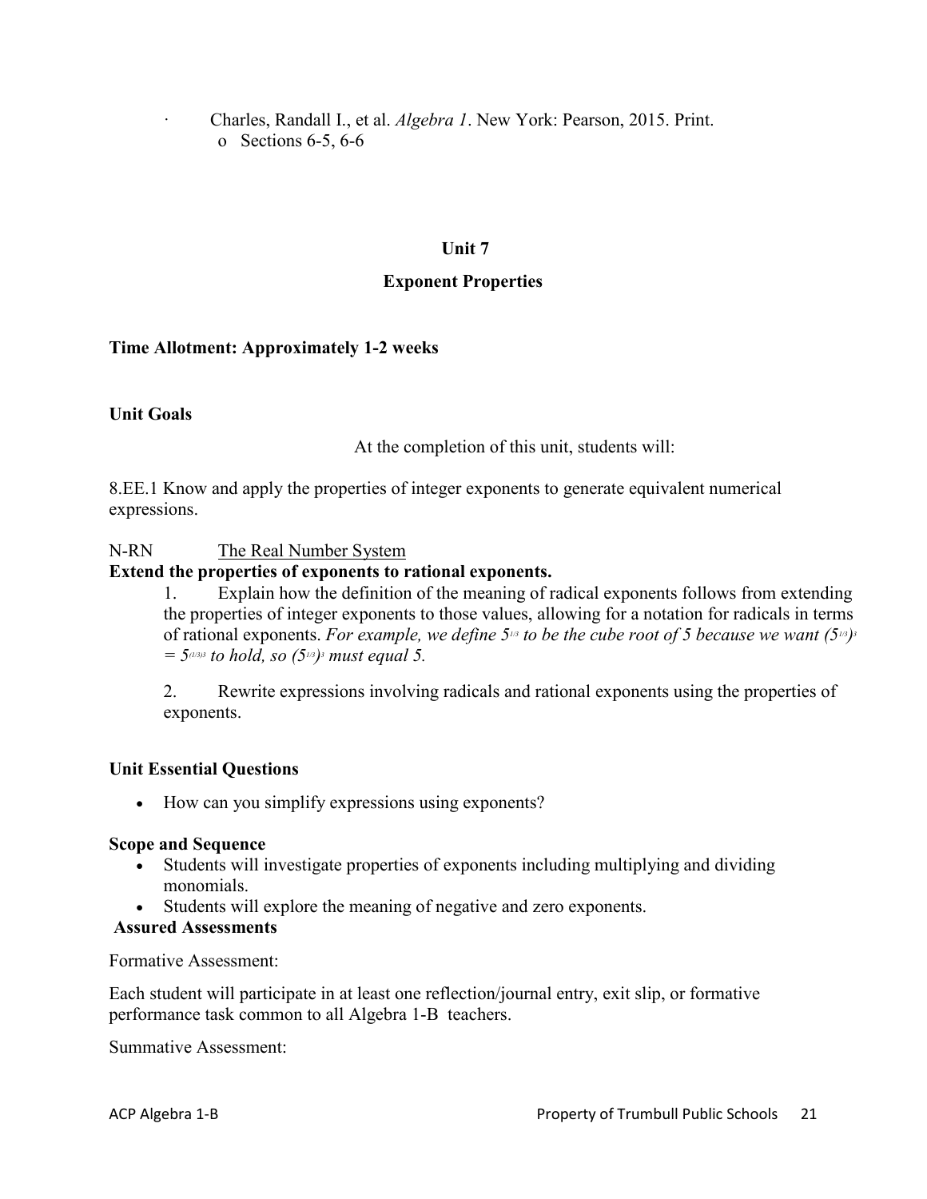- Charles, Randall I., et al. *Algebra 1*. New York: Pearson, 2015. Print.
  - Sections 6-5, 6-6

## Unit 7

## Exponent Properties

**Time Allotment: Approximately 1-2 weeks**

**Unit Goals**

At the completion of this unit, students will:

8.EE.1 Know and apply the properties of integer exponents to generate equivalent numerical expressions.

N-RN The Real Number System

**Extend the properties of exponents to rational exponents.**

1. Explain how the definition of the meaning of radical exponents follows from extending the properties of integer exponents to those values, allowing for a notation for radicals in terms of rational exponents. *For example, we define $5^{1/3}$ to be the cube root of 5 because we want $(5^{1/3})^3 = 5^{(1/3)3}$ to hold, so $(5^{1/3})^3$ must equal 5.*

2. Rewrite expressions involving radicals and rational exponents using the properties of exponents.

**Unit Essential Questions**

- How can you simplify expressions using exponents?

**Scope and Sequence**

- Students will investigate properties of exponents including multiplying and dividing monomials.
- Students will explore the meaning of negative and zero exponents.

**Assured Assessments**

Formative Assessment:

Each student will participate in at least one reflection/journal entry, exit slip, or formative performance task common to all Algebra 1-B teachers.

Summative Assessment: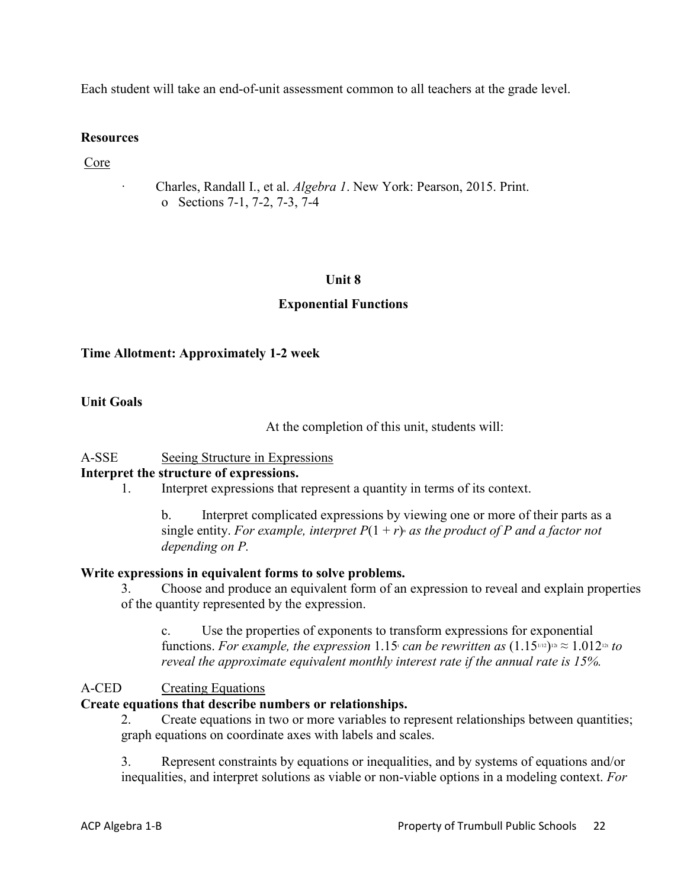Each student will take an end-of-unit assessment common to all teachers at the grade level.

**Resources**

Core

- Charles, Randall I., et al. *Algebra 1*. New York: Pearson, 2015. Print.
  - Sections 7-1, 7-2, 7-3, 7-4

## Unit 8

## Exponential Functions

**Time Allotment: Approximately 1-2 week**

**Unit Goals**

At the completion of this unit, students will:

A-SSE Seeing Structure in Expressions

**Interpret the structure of expressions.**

1. Interpret expressions that represent a quantity in terms of its context.

   b. Interpret complicated expressions by viewing one or more of their parts as a single entity. *For example, interpret $P(1 + r)^n$ as the product of P and a factor not depending on P.*

**Write expressions in equivalent forms to solve problems.**

3. Choose and produce an equivalent form of an expression to reveal and explain properties of the quantity represented by the expression.

   c. Use the properties of exponents to transform expressions for exponential functions. *For example, the expression $1.15^t$ can be rewritten as $(1.15^{1/12})^{12t} \approx 1.012^{12t}$ to reveal the approximate equivalent monthly interest rate if the annual rate is 15%.*

A-CED Creating Equations

**Create equations that describe numbers or relationships.**

2. Create equations in two or more variables to represent relationships between quantities; graph equations on coordinate axes with labels and scales.

3. Represent constraints by equations or inequalities, and by systems of equations and/or inequalities, and interpret solutions as viable or non-viable options in a modeling context. *For*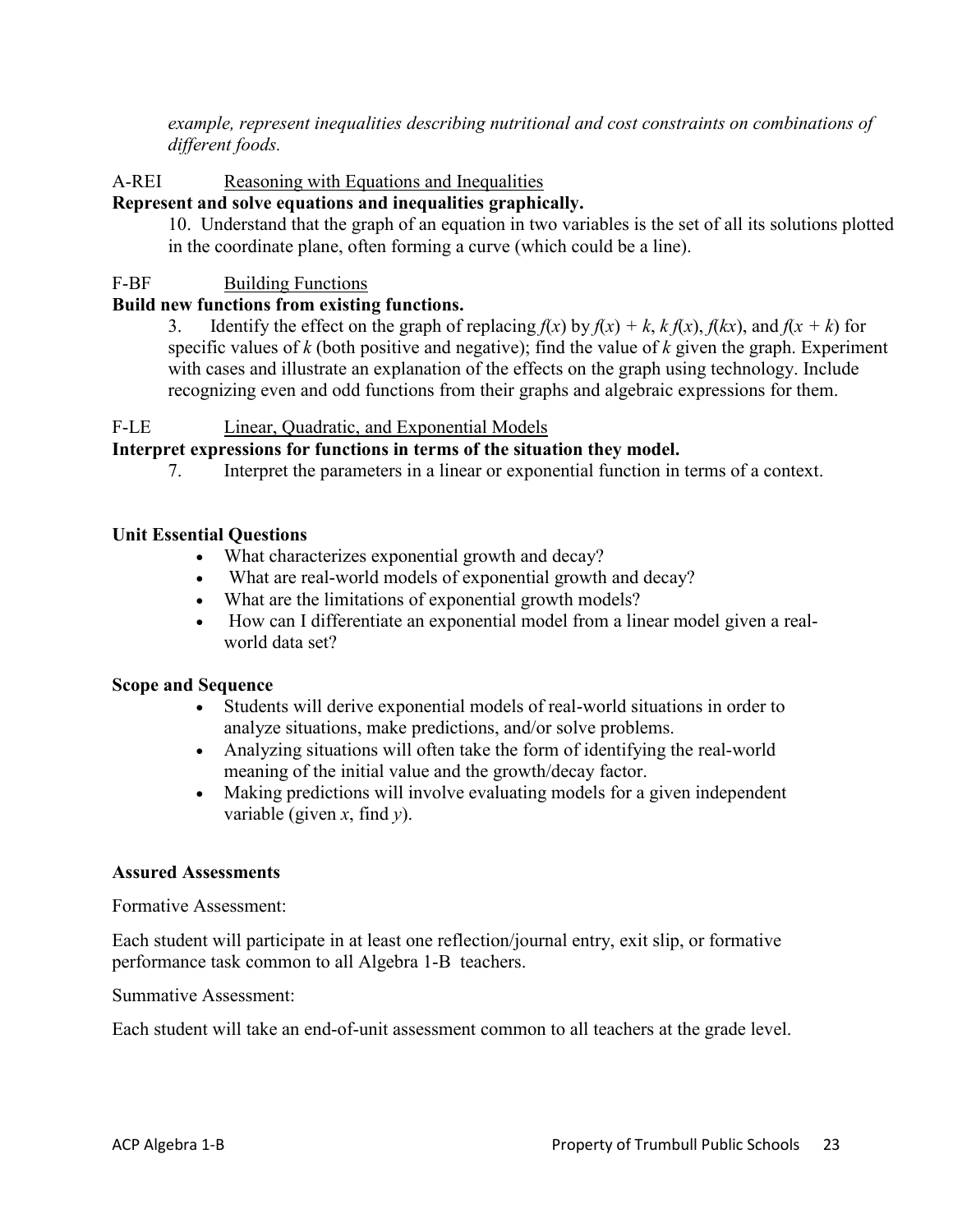*example, represent inequalities describing nutritional and cost constraints on combinations of different foods.*

A-REI Reasoning with Equations and Inequalities

**Represent and solve equations and inequalities graphically.**

10. Understand that the graph of an equation in two variables is the set of all its solutions plotted in the coordinate plane, often forming a curve (which could be a line).

F-BF Building Functions

**Build new functions from existing functions.**

3. Identify the effect on the graph of replacing $f(x)$ by $f(x) + k$, $k f(x)$, $f(kx)$, and $f(x + k)$ for specific values of $k$ (both positive and negative); find the value of $k$ given the graph. Experiment with cases and illustrate an explanation of the effects on the graph using technology. Include recognizing even and odd functions from their graphs and algebraic expressions for them.

F-LE Linear, Quadratic, and Exponential Models

**Interpret expressions for functions in terms of the situation they model.**

7. Interpret the parameters in a linear or exponential function in terms of a context.

**Unit Essential Questions**

- What characterizes exponential growth and decay?
- What are real-world models of exponential growth and decay?
- What are the limitations of exponential growth models?
- How can I differentiate an exponential model from a linear model given a real-world data set?

**Scope and Sequence**

- Students will derive exponential models of real-world situations in order to analyze situations, make predictions, and/or solve problems.
- Analyzing situations will often take the form of identifying the real-world meaning of the initial value and the growth/decay factor.
- Making predictions will involve evaluating models for a given independent variable (given $x$, find $y$).

**Assured Assessments**

Formative Assessment:

Each student will participate in at least one reflection/journal entry, exit slip, or formative performance task common to all Algebra 1-B teachers.

Summative Assessment:

Each student will take an end-of-unit assessment common to all teachers at the grade level.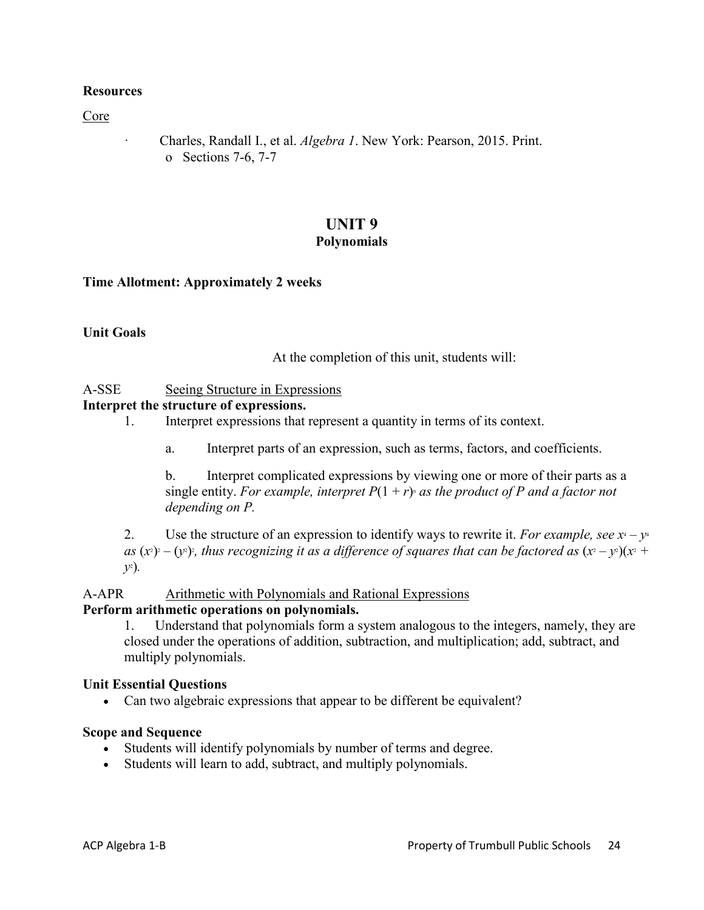**Resources**

Core

- Charles, Randall I., et al. *Algebra 1*. New York: Pearson, 2015. Print.
  - Sections 7-6, 7-7

# UNIT 9
## Polynomials

**Time Allotment: Approximately 2 weeks**

**Unit Goals**

At the completion of this unit, students will:

A-SSE Seeing Structure in Expressions

**Interpret the structure of expressions.**

1. Interpret expressions that represent a quantity in terms of its context.

   a. Interpret parts of an expression, such as terms, factors, and coefficients.

   b. Interpret complicated expressions by viewing one or more of their parts as a single entity. *For example, interpret $P(1 + r)^n$ as the product of P and a factor not depending on P.*

2. Use the structure of an expression to identify ways to rewrite it. *For example, see $x^4 – y^4$ as $(x^2)^2 – (y^2)^2$, thus recognizing it as a difference of squares that can be factored as $(x^2 – y^2)(x^2 + y^2)$.*

A-APR Arithmetic with Polynomials and Rational Expressions

**Perform arithmetic operations on polynomials.**

1. Understand that polynomials form a system analogous to the integers, namely, they are closed under the operations of addition, subtraction, and multiplication; add, subtract, and multiply polynomials.

**Unit Essential Questions**

- Can two algebraic expressions that appear to be different be equivalent?

**Scope and Sequence**

- Students will identify polynomials by number of terms and degree.
- Students will learn to add, subtract, and multiply polynomials.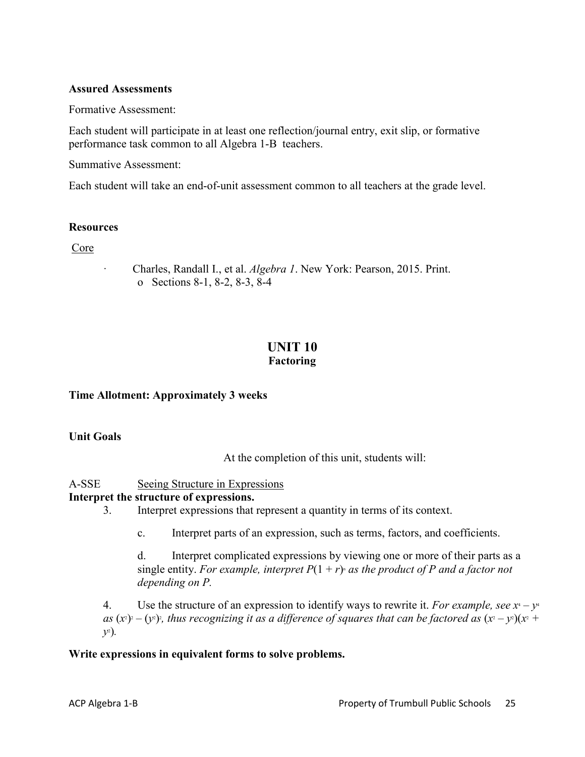**Assured Assessments**

Formative Assessment:

Each student will participate in at least one reflection/journal entry, exit slip, or formative performance task common to all Algebra 1-B teachers.

Summative Assessment:

Each student will take an end-of-unit assessment common to all teachers at the grade level.

**Resources**

Core

- Charles, Randall I., et al. *Algebra 1*. New York: Pearson, 2015. Print.
  - Sections 8-1, 8-2, 8-3, 8-4

# UNIT 10
## Factoring

**Time Allotment: Approximately 3 weeks**

**Unit Goals**

At the completion of this unit, students will:

A-SSE Seeing Structure in Expressions

**Interpret the structure of expressions.**

3. Interpret expressions that represent a quantity in terms of its context.

   c. Interpret parts of an expression, such as terms, factors, and coefficients.

   d. Interpret complicated expressions by viewing one or more of their parts as a single entity. *For example, interpret $P(1 + r)^n$ as the product of P and a factor not depending on P.*

4. Use the structure of an expression to identify ways to rewrite it. *For example, see $x^4 – y^4$ as $(x^2)^2 – (y^2)^2$, thus recognizing it as a difference of squares that can be factored as $(x^2 – y^2)(x^2 + y^2)$.*

**Write expressions in equivalent forms to solve problems.**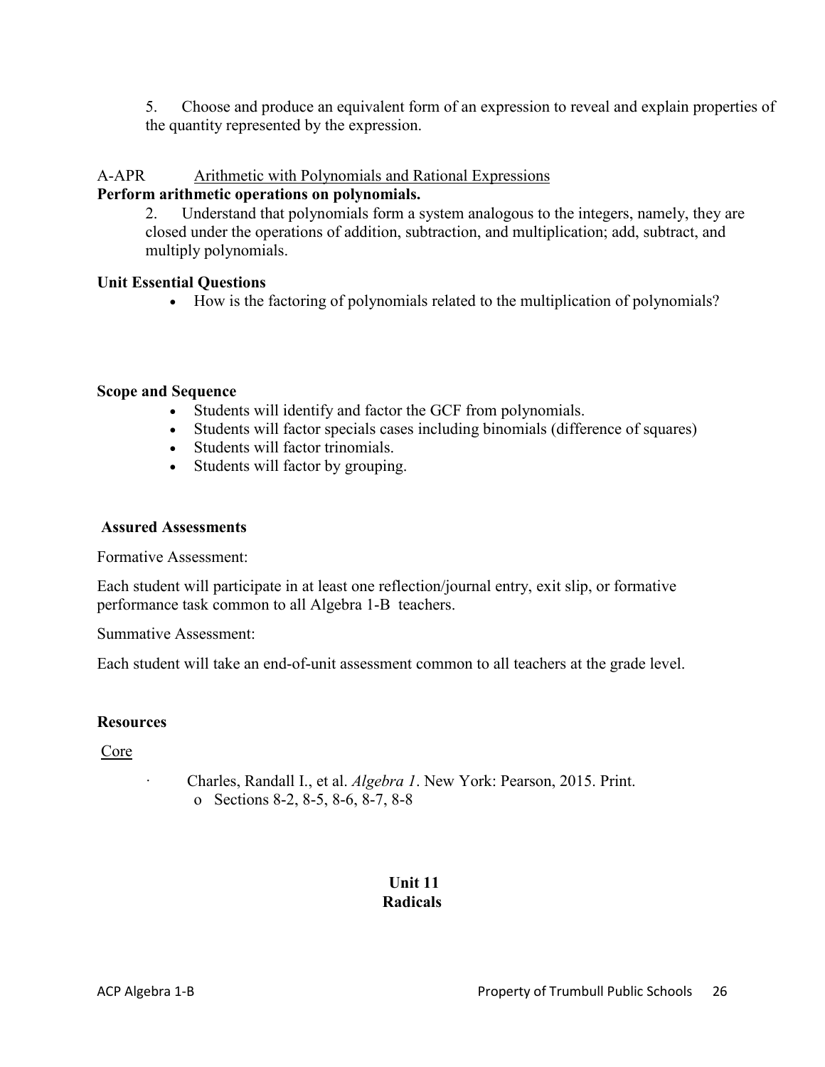5. Choose and produce an equivalent form of an expression to reveal and explain properties of the quantity represented by the expression.

A-APR Arithmetic with Polynomials and Rational Expressions

**Perform arithmetic operations on polynomials.**

2. Understand that polynomials form a system analogous to the integers, namely, they are closed under the operations of addition, subtraction, and multiplication; add, subtract, and multiply polynomials.

**Unit Essential Questions**

- How is the factoring of polynomials related to the multiplication of polynomials?

**Scope and Sequence**

- Students will identify and factor the GCF from polynomials.
- Students will factor specials cases including binomials (difference of squares)
- Students will factor trinomials.
- Students will factor by grouping.

**Assured Assessments**

Formative Assessment:

Each student will participate in at least one reflection/journal entry, exit slip, or formative performance task common to all Algebra 1-B teachers.

Summative Assessment:

Each student will take an end-of-unit assessment common to all teachers at the grade level.

**Resources**

Core

- Charles, Randall I., et al. *Algebra 1*. New York: Pearson, 2015. Print.
  - Sections 8-2, 8-5, 8-6, 8-7, 8-8

## Unit 11
## Radicals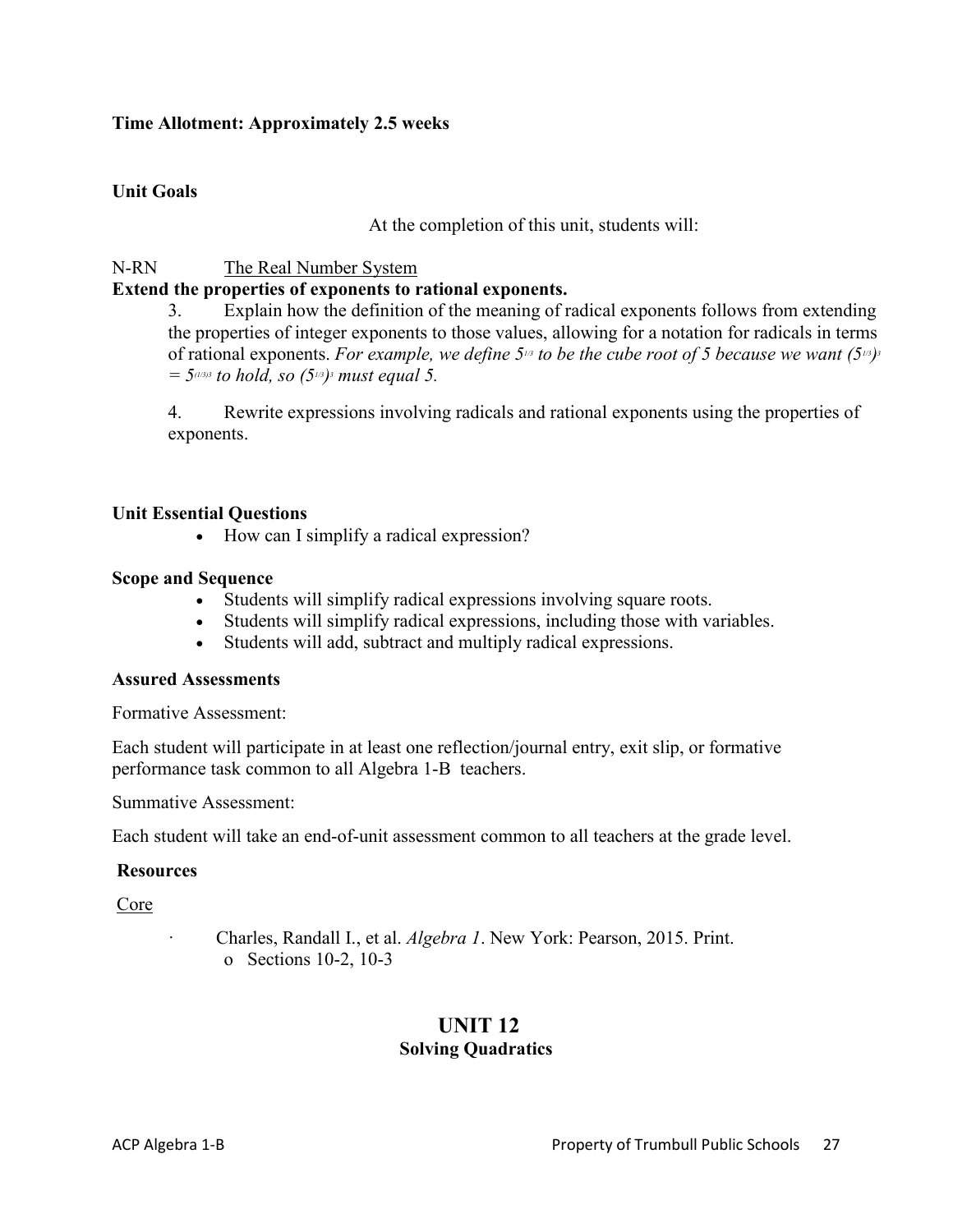**Time Allotment: Approximately 2.5 weeks**

**Unit Goals**

At the completion of this unit, students will:

N-RN The Real Number System

**Extend the properties of exponents to rational exponents.**

3. Explain how the definition of the meaning of radical exponents follows from extending the properties of integer exponents to those values, allowing for a notation for radicals in terms of rational exponents. *For example, we define $5^{1/3}$ to be the cube root of 5 because we want $(5^{1/3})^3 = 5^{(1/3)3}$ to hold, so $(5^{1/3})^3$ must equal 5.*

4. Rewrite expressions involving radicals and rational exponents using the properties of exponents.

**Unit Essential Questions**

- How can I simplify a radical expression?

**Scope and Sequence**

- Students will simplify radical expressions involving square roots.
- Students will simplify radical expressions, including those with variables.
- Students will add, subtract and multiply radical expressions.

**Assured Assessments**

Formative Assessment:

Each student will participate in at least one reflection/journal entry, exit slip, or formative performance task common to all Algebra 1-B teachers.

Summative Assessment:

Each student will take an end-of-unit assessment common to all teachers at the grade level.

**Resources**

Core

- Charles, Randall I., et al. *Algebra 1*. New York: Pearson, 2015. Print.
  - Sections 10-2, 10-3

## UNIT 12
### Solving Quadratics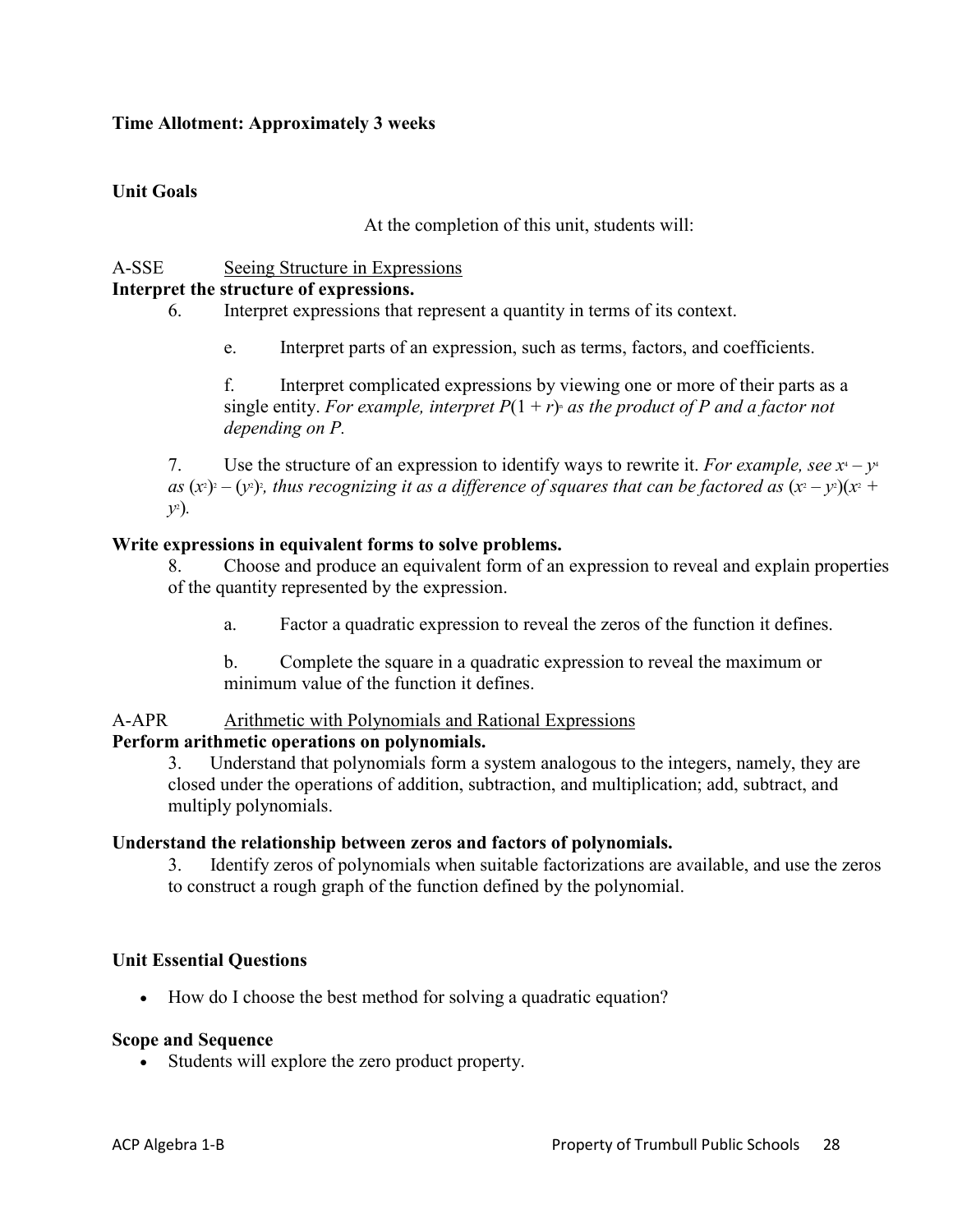**Time Allotment: Approximately 3 weeks**

**Unit Goals**

At the completion of this unit, students will:

A-SSE Seeing Structure in Expressions

**Interpret the structure of expressions.**

6. Interpret expressions that represent a quantity in terms of its context.

   e. Interpret parts of an expression, such as terms, factors, and coefficients.

   f. Interpret complicated expressions by viewing one or more of their parts as a single entity. *For example, interpret $P(1 + r)^n$ as the product of P and a factor not depending on P.*

7. Use the structure of an expression to identify ways to rewrite it. *For example, see $x^4 – y^4$ as $(x^2)^2 – (y^2)^2$, thus recognizing it as a difference of squares that can be factored as $(x^2 – y^2)(x^2 + y^2)$.*

**Write expressions in equivalent forms to solve problems.**

8. Choose and produce an equivalent form of an expression to reveal and explain properties of the quantity represented by the expression.

   a. Factor a quadratic expression to reveal the zeros of the function it defines.

   b. Complete the square in a quadratic expression to reveal the maximum or minimum value of the function it defines.

A-APR Arithmetic with Polynomials and Rational Expressions

**Perform arithmetic operations on polynomials.**

3. Understand that polynomials form a system analogous to the integers, namely, they are closed under the operations of addition, subtraction, and multiplication; add, subtract, and multiply polynomials.

**Understand the relationship between zeros and factors of polynomials.**

3. Identify zeros of polynomials when suitable factorizations are available, and use the zeros to construct a rough graph of the function defined by the polynomial.

**Unit Essential Questions**

- How do I choose the best method for solving a quadratic equation?

**Scope and Sequence**

- Students will explore the zero product property.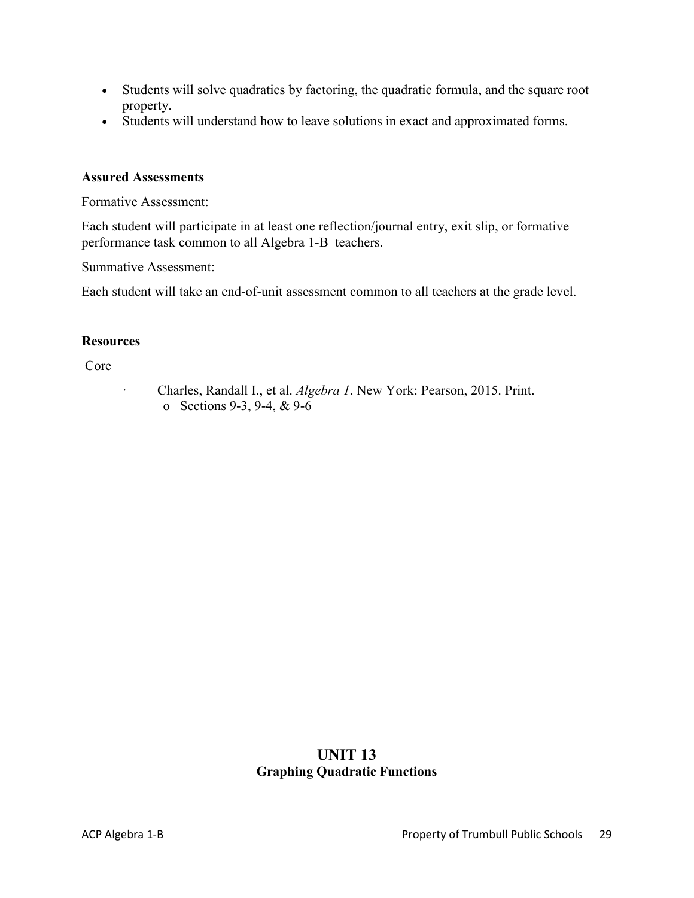- Students will solve quadratics by factoring, the quadratic formula, and the square root property.
- Students will understand how to leave solutions in exact and approximated forms.

**Assured Assessments**

Formative Assessment:

Each student will participate in at least one reflection/journal entry, exit slip, or formative performance task common to all Algebra 1-B teachers.

Summative Assessment:

Each student will take an end-of-unit assessment common to all teachers at the grade level.

**Resources**

Core

- Charles, Randall I., et al. *Algebra 1*. New York: Pearson, 2015. Print.
  - Sections 9-3, 9-4, & 9-6

# UNIT 13
## Graphing Quadratic Functions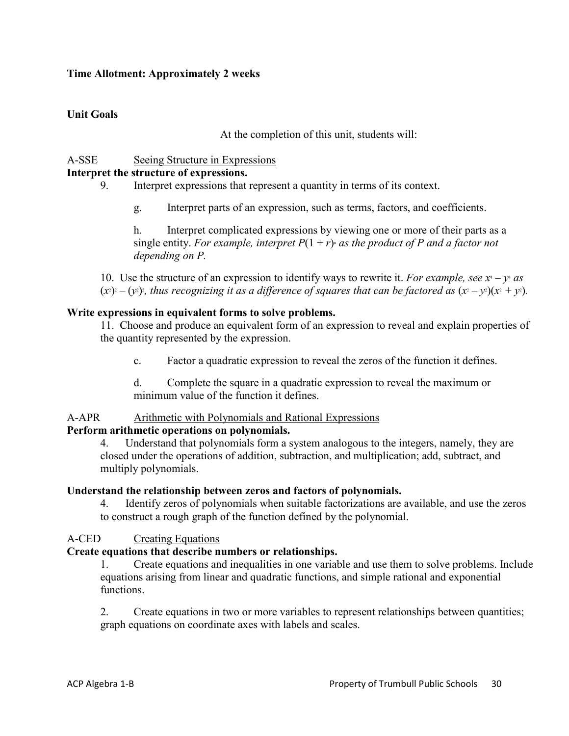**Time Allotment: Approximately 2 weeks**

**Unit Goals**

At the completion of this unit, students will:

A-SSE Seeing Structure in Expressions

**Interpret the structure of expressions.**

9. Interpret expressions that represent a quantity in terms of its context.

   g. Interpret parts of an expression, such as terms, factors, and coefficients.

   h. Interpret complicated expressions by viewing one or more of their parts as a single entity. *For example, interpret $P(1 + r)^n$ as the product of P and a factor not depending on P.*

10. Use the structure of an expression to identify ways to rewrite it. *For example, see $x^4 – y^4$ as $(x^2)^2 – (y^2)^2$, thus recognizing it as a difference of squares that can be factored as $(x^2 – y^2)(x^2 + y^2)$.*

**Write expressions in equivalent forms to solve problems.**

11. Choose and produce an equivalent form of an expression to reveal and explain properties of the quantity represented by the expression.

   c. Factor a quadratic expression to reveal the zeros of the function it defines.

   d. Complete the square in a quadratic expression to reveal the maximum or minimum value of the function it defines.

A-APR Arithmetic with Polynomials and Rational Expressions

**Perform arithmetic operations on polynomials.**

4. Understand that polynomials form a system analogous to the integers, namely, they are closed under the operations of addition, subtraction, and multiplication; add, subtract, and multiply polynomials.

**Understand the relationship between zeros and factors of polynomials.**

4. Identify zeros of polynomials when suitable factorizations are available, and use the zeros to construct a rough graph of the function defined by the polynomial.

A-CED Creating Equations

**Create equations that describe numbers or relationships.**

1. Create equations and inequalities in one variable and use them to solve problems. Include equations arising from linear and quadratic functions, and simple rational and exponential functions.

2. Create equations in two or more variables to represent relationships between quantities; graph equations on coordinate axes with labels and scales.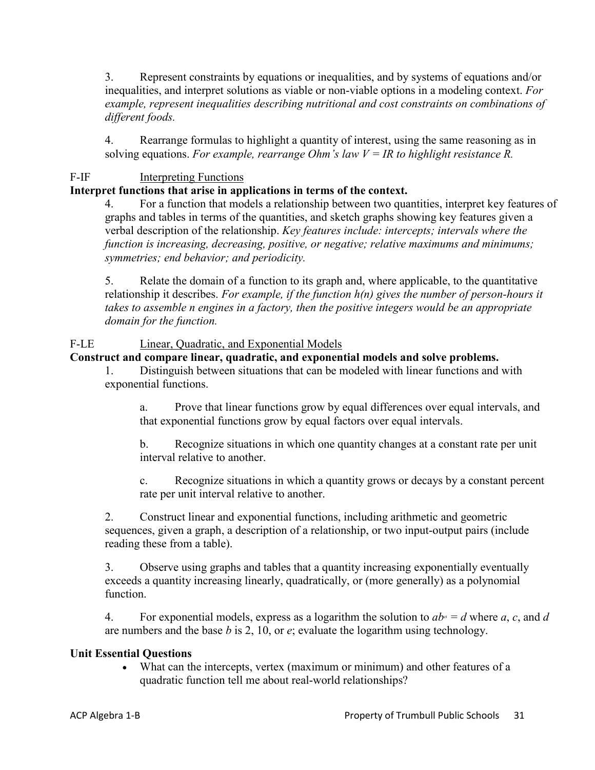3. Represent constraints by equations or inequalities, and by systems of equations and/or inequalities, and interpret solutions as viable or non-viable options in a modeling context. *For example, represent inequalities describing nutritional and cost constraints on combinations of different foods.*

4. Rearrange formulas to highlight a quantity of interest, using the same reasoning as in solving equations. *For example, rearrange Ohm's law $V = IR$ to highlight resistance $R$.*

F-IF Interpreting Functions

**Interpret functions that arise in applications in terms of the context.**

4. For a function that models a relationship between two quantities, interpret key features of graphs and tables in terms of the quantities, and sketch graphs showing key features given a verbal description of the relationship. *Key features include: intercepts; intervals where the function is increasing, decreasing, positive, or negative; relative maximums and minimums; symmetries; end behavior; and periodicity.*

5. Relate the domain of a function to its graph and, where applicable, to the quantitative relationship it describes. *For example, if the function $h(n)$ gives the number of person-hours it takes to assemble $n$ engines in a factory, then the positive integers would be an appropriate domain for the function.*

F-LE Linear, Quadratic, and Exponential Models

**Construct and compare linear, quadratic, and exponential models and solve problems.**

1. Distinguish between situations that can be modeled with linear functions and with exponential functions.

   a. Prove that linear functions grow by equal differences over equal intervals, and that exponential functions grow by equal factors over equal intervals.

   b. Recognize situations in which one quantity changes at a constant rate per unit interval relative to another.

   c. Recognize situations in which a quantity grows or decays by a constant percent rate per unit interval relative to another.

2. Construct linear and exponential functions, including arithmetic and geometric sequences, given a graph, a description of a relationship, or two input-output pairs (include reading these from a table).

3. Observe using graphs and tables that a quantity increasing exponentially eventually exceeds a quantity increasing linearly, quadratically, or (more generally) as a polynomial function.

4. For exponential models, express as a logarithm the solution to $ab^{ct} = d$ where $a$, $c$, and $d$ are numbers and the base $b$ is 2, 10, or $e$; evaluate the logarithm using technology.

**Unit Essential Questions**

- What can the intercepts, vertex (maximum or minimum) and other features of a quadratic function tell me about real-world relationships?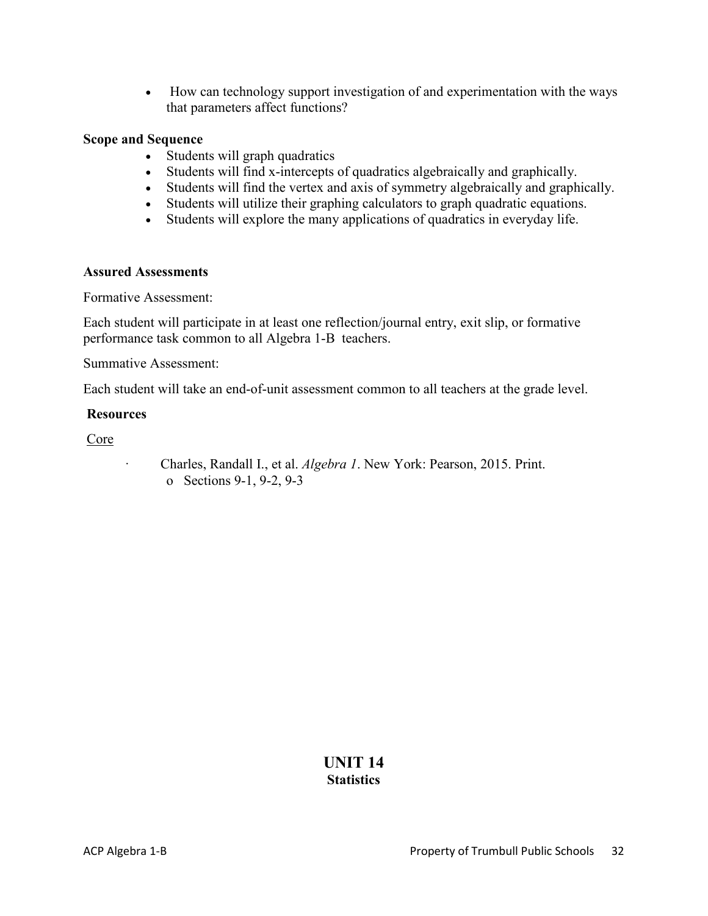- How can technology support investigation of and experimentation with the ways that parameters affect functions?

**Scope and Sequence**

- Students will graph quadratics
- Students will find x-intercepts of quadratics algebraically and graphically.
- Students will find the vertex and axis of symmetry algebraically and graphically.
- Students will utilize their graphing calculators to graph quadratic equations.
- Students will explore the many applications of quadratics in everyday life.

**Assured Assessments**

Formative Assessment:

Each student will participate in at least one reflection/journal entry, exit slip, or formative performance task common to all Algebra 1-B teachers.

Summative Assessment:

Each student will take an end-of-unit assessment common to all teachers at the grade level.

**Resources**

Core

- Charles, Randall I., et al. *Algebra 1*. New York: Pearson, 2015. Print.
  - Sections 9-1, 9-2, 9-3

## UNIT 14
### Statistics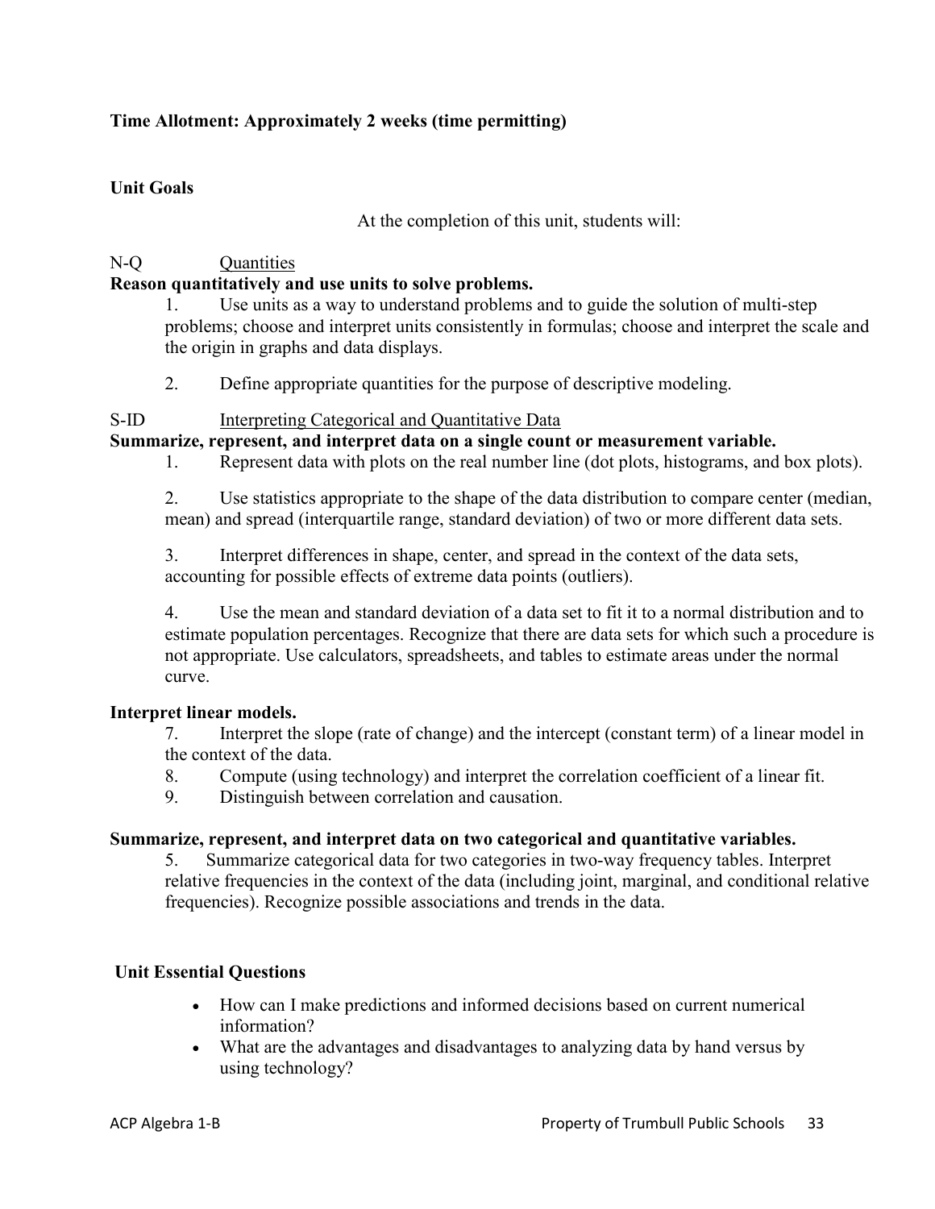**Time Allotment: Approximately 2 weeks (time permitting)**

**Unit Goals**

At the completion of this unit, students will:

N-Q Quantities

**Reason quantitatively and use units to solve problems.**

1. Use units as a way to understand problems and to guide the solution of multi-step problems; choose and interpret units consistently in formulas; choose and interpret the scale and the origin in graphs and data displays.

2. Define appropriate quantities for the purpose of descriptive modeling.

S-ID Interpreting Categorical and Quantitative Data

**Summarize, represent, and interpret data on a single count or measurement variable.**

1. Represent data with plots on the real number line (dot plots, histograms, and box plots).

2. Use statistics appropriate to the shape of the data distribution to compare center (median, mean) and spread (interquartile range, standard deviation) of two or more different data sets.

3. Interpret differences in shape, center, and spread in the context of the data sets, accounting for possible effects of extreme data points (outliers).

4. Use the mean and standard deviation of a data set to fit it to a normal distribution and to estimate population percentages. Recognize that there are data sets for which such a procedure is not appropriate. Use calculators, spreadsheets, and tables to estimate areas under the normal curve.

**Interpret linear models.**

7. Interpret the slope (rate of change) and the intercept (constant term) of a linear model in the context of the data.
8. Compute (using technology) and interpret the correlation coefficient of a linear fit.
9. Distinguish between correlation and causation.

**Summarize, represent, and interpret data on two categorical and quantitative variables.**

5. Summarize categorical data for two categories in two-way frequency tables. Interpret relative frequencies in the context of the data (including joint, marginal, and conditional relative frequencies). Recognize possible associations and trends in the data.

**Unit Essential Questions**

- How can I make predictions and informed decisions based on current numerical information?
- What are the advantages and disadvantages to analyzing data by hand versus by using technology?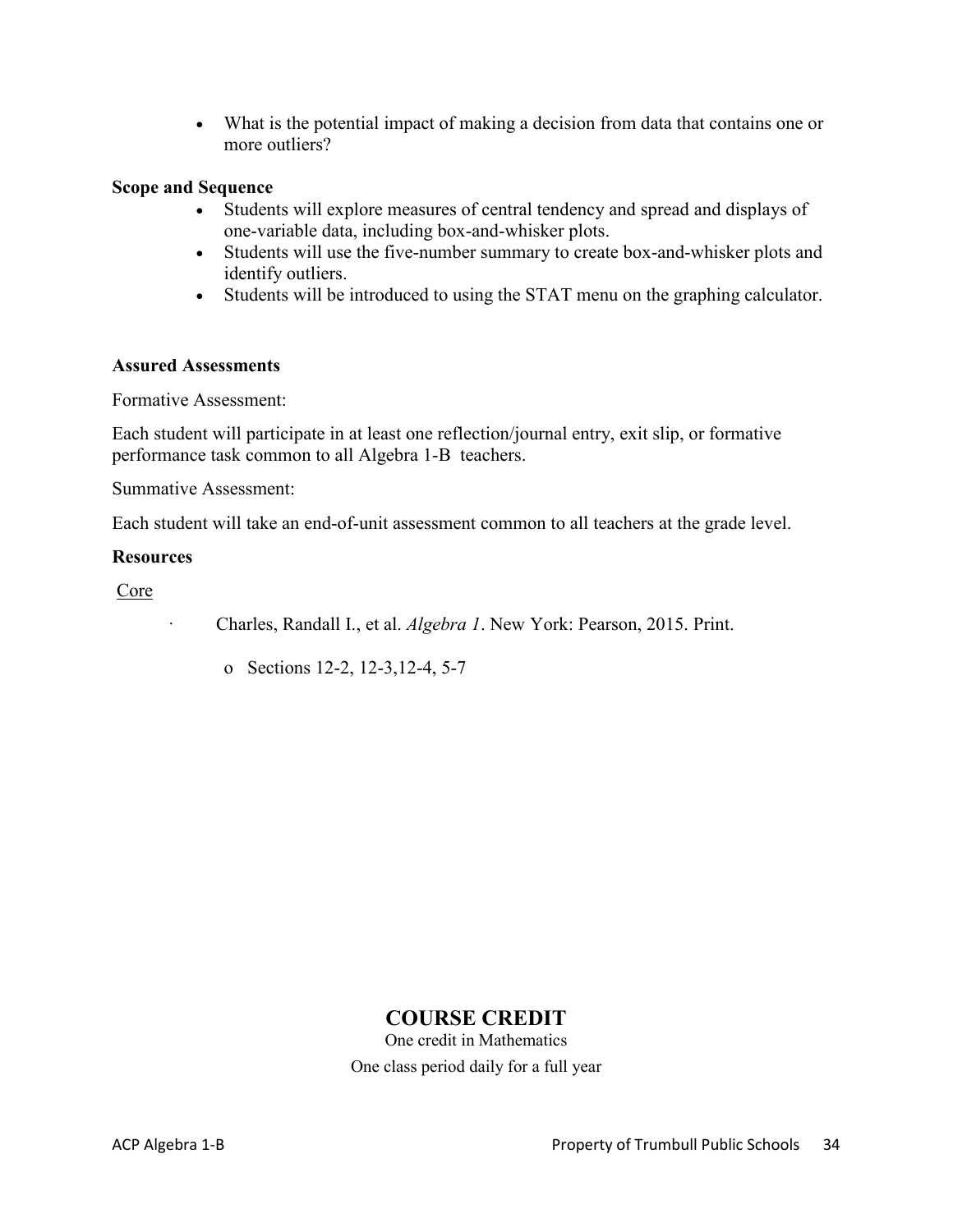- What is the potential impact of making a decision from data that contains one or more outliers?

**Scope and Sequence**

- Students will explore measures of central tendency and spread and displays of one-variable data, including box-and-whisker plots.
- Students will use the five-number summary to create box-and-whisker plots and identify outliers.
- Students will be introduced to using the STAT menu on the graphing calculator.

**Assured Assessments**

Formative Assessment:

Each student will participate in at least one reflection/journal entry, exit slip, or formative performance task common to all Algebra 1-B teachers.

Summative Assessment:

Each student will take an end-of-unit assessment common to all teachers at the grade level.

**Resources**

Core

- Charles, Randall I., et al. *Algebra 1*. New York: Pearson, 2015. Print.
  - Sections 12-2, 12-3,12-4, 5-7

## COURSE CREDIT

One credit in Mathematics

One class period daily for a full year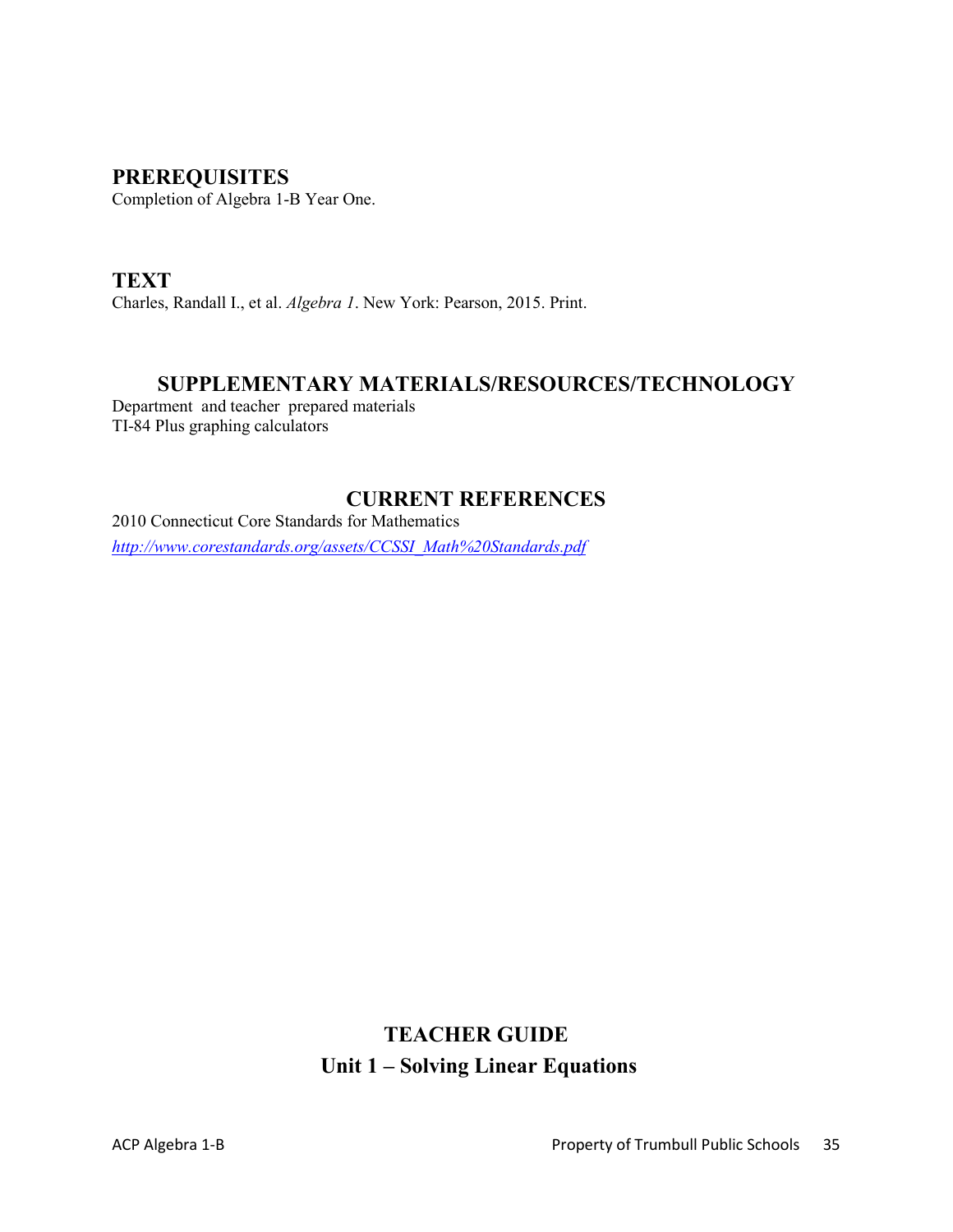## PREREQUISITES

Completion of Algebra 1-B Year One.

## TEXT

Charles, Randall I., et al. *Algebra 1*. New York: Pearson, 2015. Print.

## SUPPLEMENTARY MATERIALS/RESOURCES/TECHNOLOGY

Department and teacher prepared materials
TI-84 Plus graphing calculators

## CURRENT REFERENCES

2010 Connecticut Core Standards for Mathematics
*http://www.corestandards.org/assets/CCSSI_Math%20Standards.pdf*

# TEACHER GUIDE

## Unit 1 – Solving Linear Equations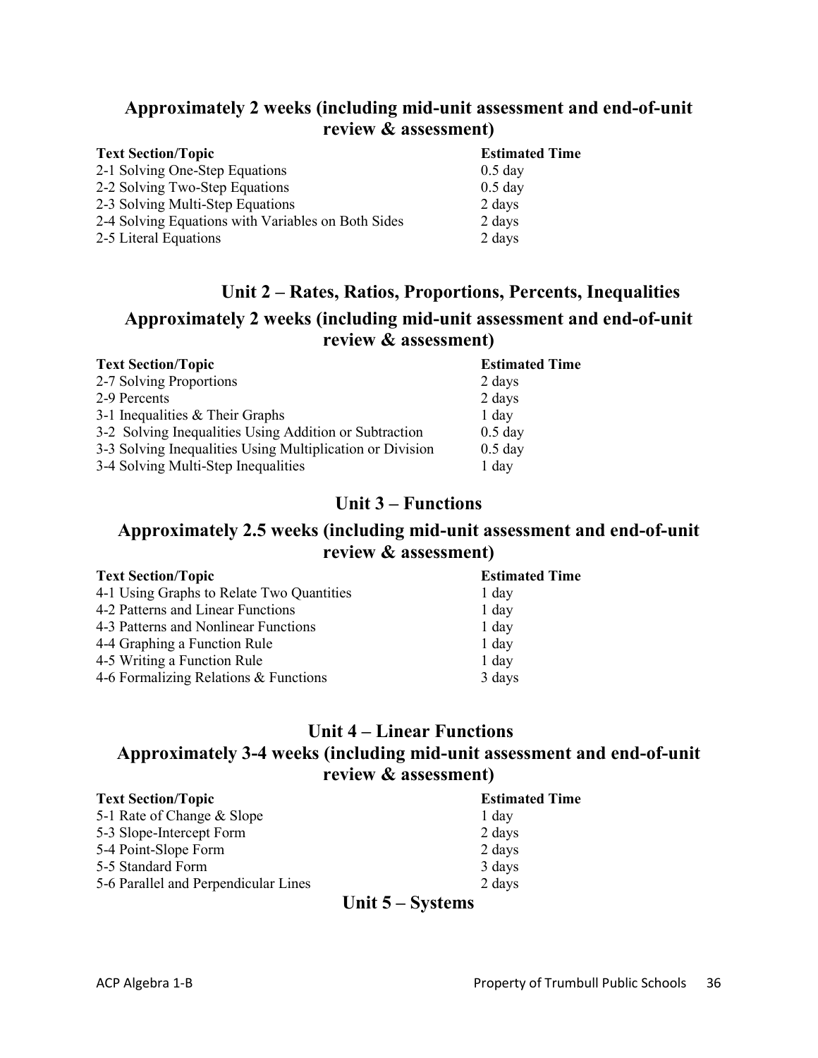### Approximately 2 weeks (including mid-unit assessment and end-of-unit review & assessment)

| Text Section/Topic | Estimated Time |
| --- | --- |
| 2-1 Solving One-Step Equations | 0.5 day |
| 2-2 Solving Two-Step Equations | 0.5 day |
| 2-3 Solving Multi-Step Equations | 2 days |
| 2-4 Solving Equations with Variables on Both Sides | 2 days |
| 2-5 Literal Equations | 2 days |

## Unit 2 – Rates, Ratios, Proportions, Percents, Inequalities

### Approximately 2 weeks (including mid-unit assessment and end-of-unit review & assessment)

| Text Section/Topic | Estimated Time |
| --- | --- |
| 2-7 Solving Proportions | 2 days |
| 2-9 Percents | 2 days |
| 3-1 Inequalities & Their Graphs | 1 day |
| 3-2 Solving Inequalities Using Addition or Subtraction | 0.5 day |
| 3-3 Solving Inequalities Using Multiplication or Division | 0.5 day |
| 3-4 Solving Multi-Step Inequalities | 1 day |

## Unit 3 – Functions

### Approximately 2.5 weeks (including mid-unit assessment and end-of-unit review & assessment)

| Text Section/Topic | Estimated Time |
| --- | --- |
| 4-1 Using Graphs to Relate Two Quantities | 1 day |
| 4-2 Patterns and Linear Functions | 1 day |
| 4-3 Patterns and Nonlinear Functions | 1 day |
| 4-4 Graphing a Function Rule | 1 day |
| 4-5 Writing a Function Rule | 1 day |
| 4-6 Formalizing Relations & Functions | 3 days |

## Unit 4 – Linear Functions

### Approximately 3-4 weeks (including mid-unit assessment and end-of-unit review & assessment)

| Text Section/Topic | Estimated Time |
| --- | --- |
| 5-1 Rate of Change & Slope | 1 day |
| 5-3 Slope-Intercept Form | 2 days |
| 5-4 Point-Slope Form | 2 days |
| 5-5 Standard Form | 3 days |
| 5-6 Parallel and Perpendicular Lines | 2 days |

## Unit 5 – Systems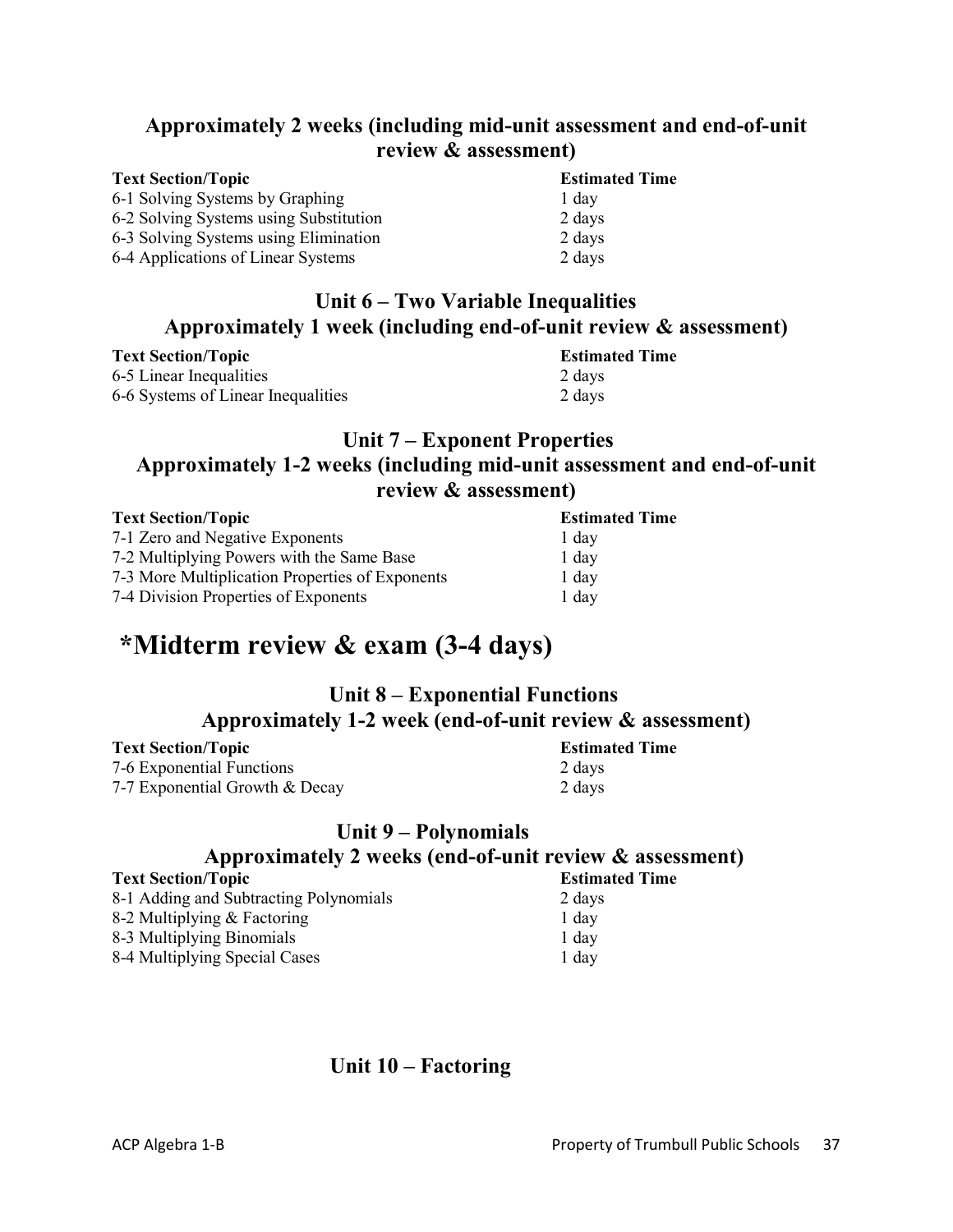### Approximately 2 weeks (including mid-unit assessment and end-of-unit review & assessment)

| Text Section/Topic | Estimated Time |
|---|---|
| 6-1 Solving Systems by Graphing | 1 day |
| 6-2 Solving Systems using Substitution | 2 days |
| 6-3 Solving Systems using Elimination | 2 days |
| 6-4 Applications of Linear Systems | 2 days |

### Unit 6 – Two Variable Inequalities
### Approximately 1 week (including end-of-unit review & assessment)

| Text Section/Topic | Estimated Time |
|---|---|
| 6-5 Linear Inequalities | 2 days |
| 6-6 Systems of Linear Inequalities | 2 days |

### Unit 7 – Exponent Properties
### Approximately 1-2 weeks (including mid-unit assessment and end-of-unit review & assessment)

| Text Section/Topic | Estimated Time |
|---|---|
| 7-1 Zero and Negative Exponents | 1 day |
| 7-2 Multiplying Powers with the Same Base | 1 day |
| 7-3 More Multiplication Properties of Exponents | 1 day |
| 7-4 Division Properties of Exponents | 1 day |

## *Midterm review & exam (3-4 days)

### Unit 8 – Exponential Functions
### Approximately 1-2 week (end-of-unit review & assessment)

| Text Section/Topic | Estimated Time |
|---|---|
| 7-6 Exponential Functions | 2 days |
| 7-7 Exponential Growth & Decay | 2 days |

### Unit 9 – Polynomials
### Approximately 2 weeks (end-of-unit review & assessment)

| Text Section/Topic | Estimated Time |
|---|---|
| 8-1 Adding and Subtracting Polynomials | 2 days |
| 8-2 Multiplying & Factoring | 1 day |
| 8-3 Multiplying Binomials | 1 day |
| 8-4 Multiplying Special Cases | 1 day |

### Unit 10 – Factoring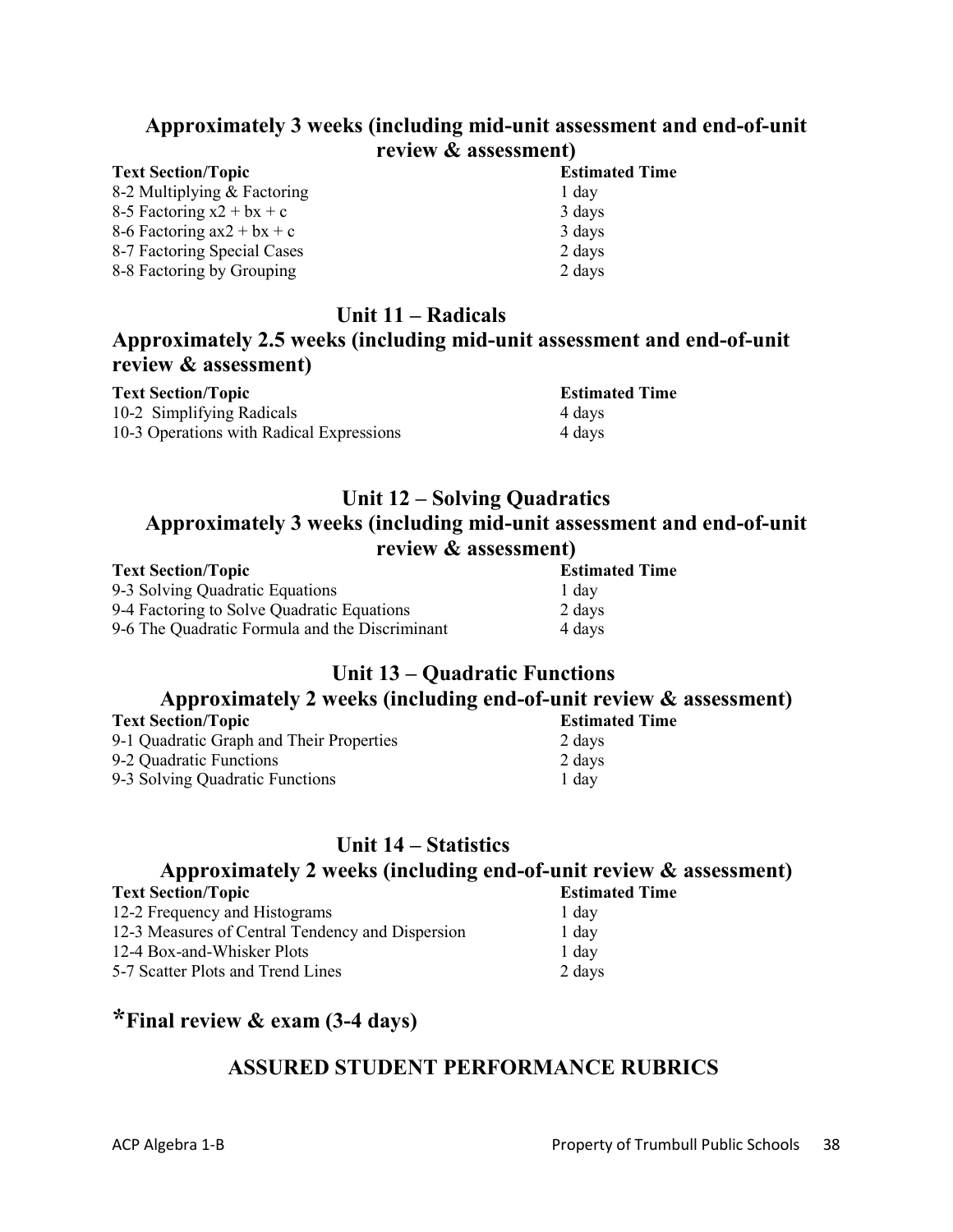### Approximately 3 weeks (including mid-unit assessment and end-of-unit review & assessment)

| Text Section/Topic | Estimated Time |
| --- | --- |
| 8-2 Multiplying & Factoring | 1 day |
| 8-5 Factoring x2 + bx + c | 3 days |
| 8-6 Factoring ax2 + bx + c | 3 days |
| 8-7 Factoring Special Cases | 2 days |
| 8-8 Factoring by Grouping | 2 days |

## Unit 11 – Radicals

### Approximately 2.5 weeks (including mid-unit assessment and end-of-unit review & assessment)

| Text Section/Topic | Estimated Time |
| --- | --- |
| 10-2 Simplifying Radicals | 4 days |
| 10-3 Operations with Radical Expressions | 4 days |

## Unit 12 – Solving Quadratics

### Approximately 3 weeks (including mid-unit assessment and end-of-unit review & assessment)

| Text Section/Topic | Estimated Time |
| --- | --- |
| 9-3 Solving Quadratic Equations | 1 day |
| 9-4 Factoring to Solve Quadratic Equations | 2 days |
| 9-6 The Quadratic Formula and the Discriminant | 4 days |

## Unit 13 – Quadratic Functions

### Approximately 2 weeks (including end-of-unit review & assessment)

| Text Section/Topic | Estimated Time |
| --- | --- |
| 9-1 Quadratic Graph and Their Properties | 2 days |
| 9-2 Quadratic Functions | 2 days |
| 9-3 Solving Quadratic Functions | 1 day |

## Unit 14 – Statistics

### Approximately 2 weeks (including end-of-unit review & assessment)

| Text Section/Topic | Estimated Time |
| --- | --- |
| 12-2 Frequency and Histograms | 1 day |
| 12-3 Measures of Central Tendency and Dispersion | 1 day |
| 12-4 Box-and-Whisker Plots | 1 day |
| 5-7 Scatter Plots and Trend Lines | 2 days |

## *Final review & exam (3-4 days)

## ASSURED STUDENT PERFORMANCE RUBRICS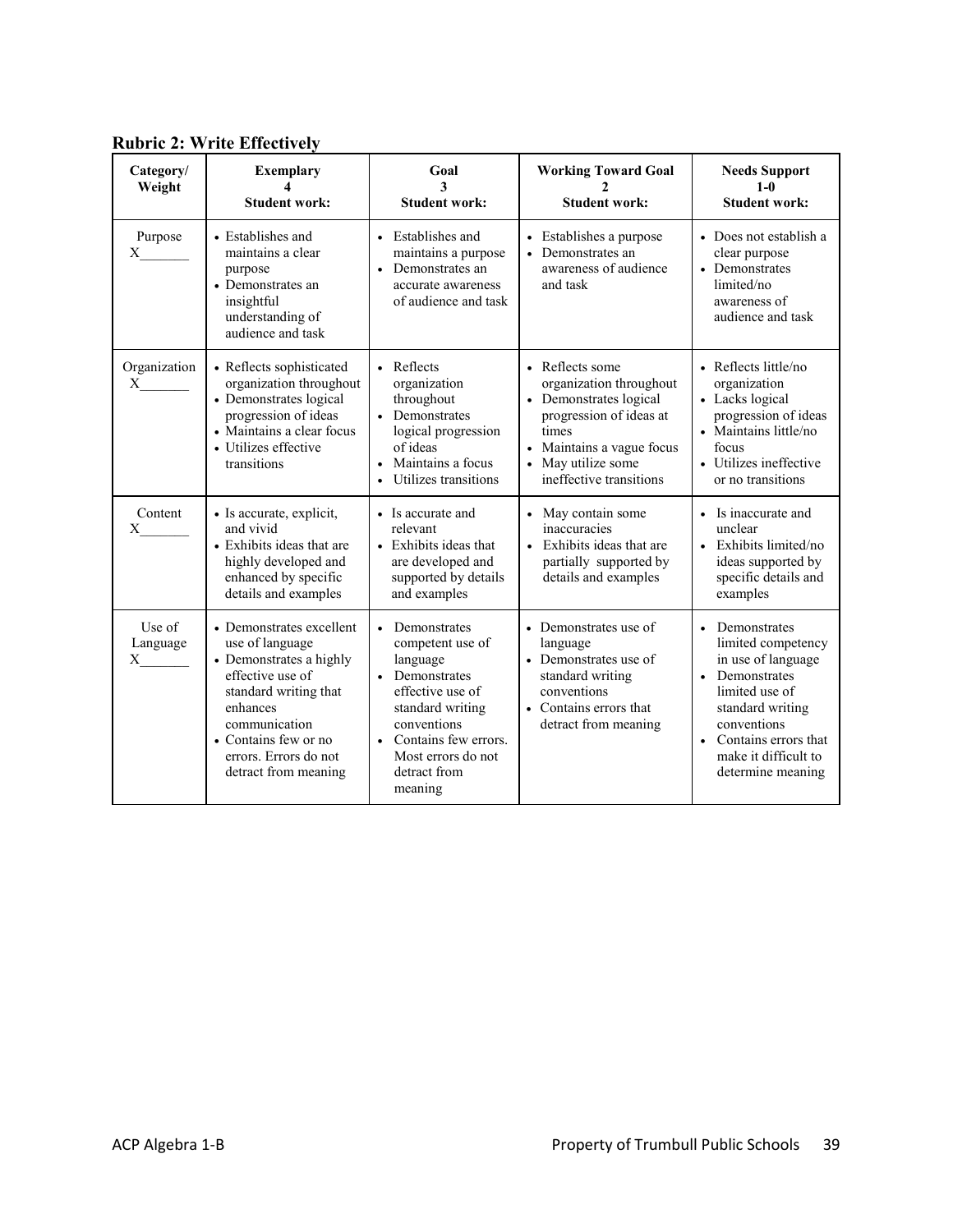**Rubric 2: Write Effectively**

| Category/ Weight | Exemplary 4 Student work: | Goal 3 Student work: | Working Toward Goal 2 Student work: | Needs Support 1-0 Student work: |
|---|---|---|---|---|
| Purpose X_______ | • Establishes and maintains a clear purpose<br>• Demonstrates an insightful understanding of audience and task | • Establishes and maintains a purpose<br>• Demonstrates an accurate awareness of audience and task | • Establishes a purpose<br>• Demonstrates an awareness of audience and task | • Does not establish a clear purpose<br>• Demonstrates limited/no awareness of audience and task |
| Organization X_______ | • Reflects sophisticated organization throughout<br>• Demonstrates logical progression of ideas<br>• Maintains a clear focus<br>• Utilizes effective transitions | • Reflects organization throughout<br>• Demonstrates logical progression of ideas<br>• Maintains a focus<br>• Utilizes transitions | • Reflects some organization throughout<br>• Demonstrates logical progression of ideas at times<br>• Maintains a vague focus<br>• May utilize some ineffective transitions | • Reflects little/no organization<br>• Lacks logical progression of ideas<br>• Maintains little/no focus<br>• Utilizes ineffective or no transitions |
| Content X_______ | • Is accurate, explicit, and vivid<br>• Exhibits ideas that are highly developed and enhanced by specific details and examples | • Is accurate and relevant<br>• Exhibits ideas that are developed and supported by details and examples | • May contain some inaccuracies<br>• Exhibits ideas that are partially supported by details and examples | • Is inaccurate and unclear<br>• Exhibits limited/no ideas supported by specific details and examples |
| Use of Language X_______ | • Demonstrates excellent use of language<br>• Demonstrates a highly effective use of standard writing that enhances communication<br>• Contains few or no errors. Errors do not detract from meaning | • Demonstrates competent use of language<br>• Demonstrates effective use of standard writing conventions<br>• Contains few errors. Most errors do not detract from meaning | • Demonstrates use of language<br>• Demonstrates use of standard writing conventions<br>• Contains errors that detract from meaning | • Demonstrates limited competency in use of language<br>• Demonstrates limited use of standard writing conventions<br>• Contains errors that make it difficult to determine meaning |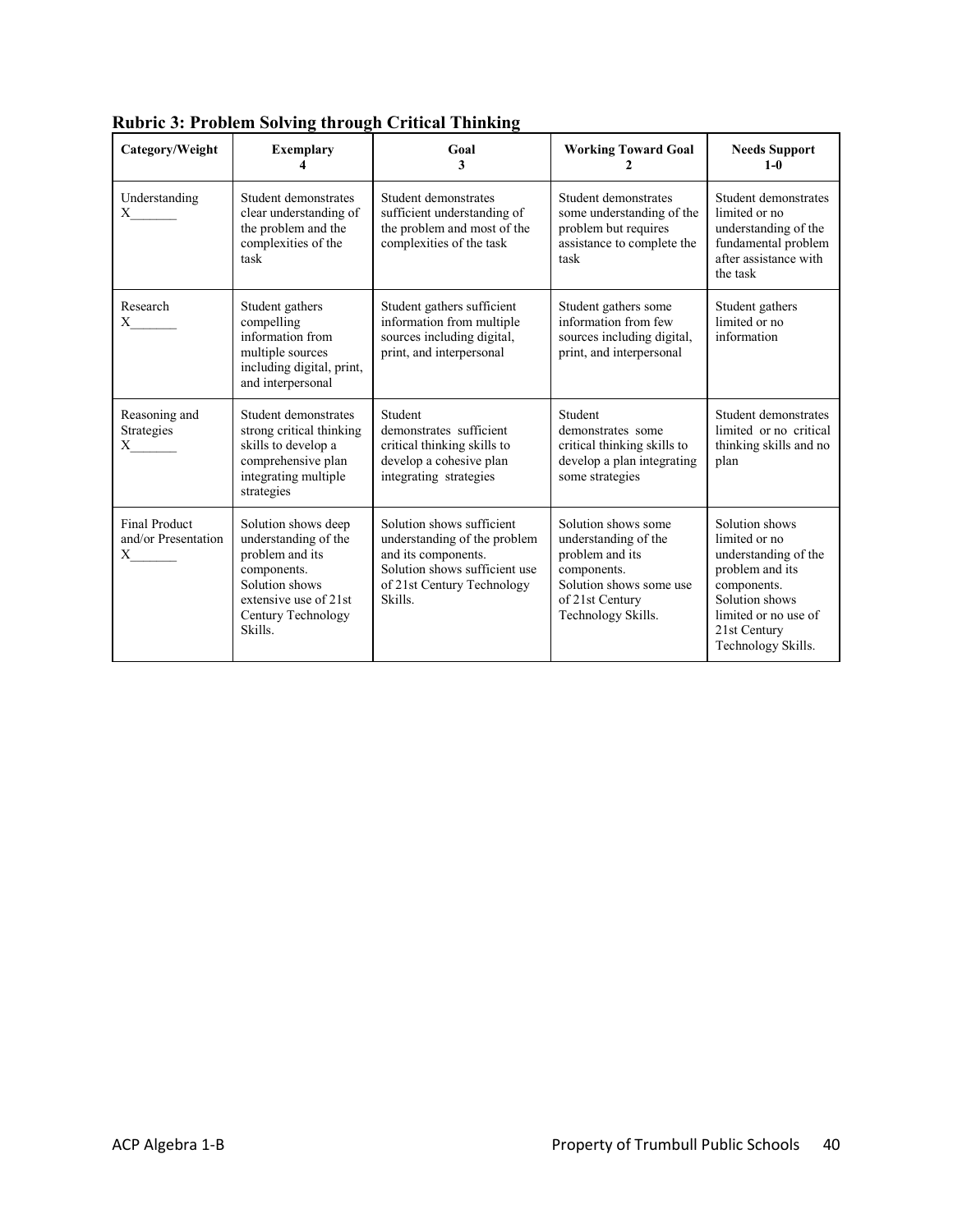**Rubric 3: Problem Solving through Critical Thinking**

| Category/Weight | Exemplary 4 | Goal 3 | Working Toward Goal 2 | Needs Support 1-0 |
|---|---|---|---|---|
| Understanding X_______ | Student demonstrates clear understanding of the problem and the complexities of the task | Student demonstrates sufficient understanding of the problem and most of the complexities of the task | Student demonstrates some understanding of the problem but requires assistance to complete the task | Student demonstrates limited or no understanding of the fundamental problem after assistance with the task |
| Research X_______ | Student gathers compelling information from multiple sources including digital, print, and interpersonal | Student gathers sufficient information from multiple sources including digital, print, and interpersonal | Student gathers some information from few sources including digital, print, and interpersonal | Student gathers limited or no information |
| Reasoning and Strategies X_______ | Student demonstrates strong critical thinking skills to develop a comprehensive plan integrating multiple strategies | Student demonstrates sufficient critical thinking skills to develop a cohesive plan integrating strategies | Student demonstrates some critical thinking skills to develop a plan integrating some strategies | Student demonstrates limited or no critical thinking skills and no plan |
| Final Product and/or Presentation X_______ | Solution shows deep understanding of the problem and its components. Solution shows extensive use of 21st Century Technology Skills. | Solution shows sufficient understanding of the problem and its components. Solution shows sufficient use of 21st Century Technology Skills. | Solution shows some understanding of the problem and its components. Solution shows some use of 21st Century Technology Skills. | Solution shows limited or no understanding of the problem and its components. Solution shows limited or no use of 21st Century Technology Skills. |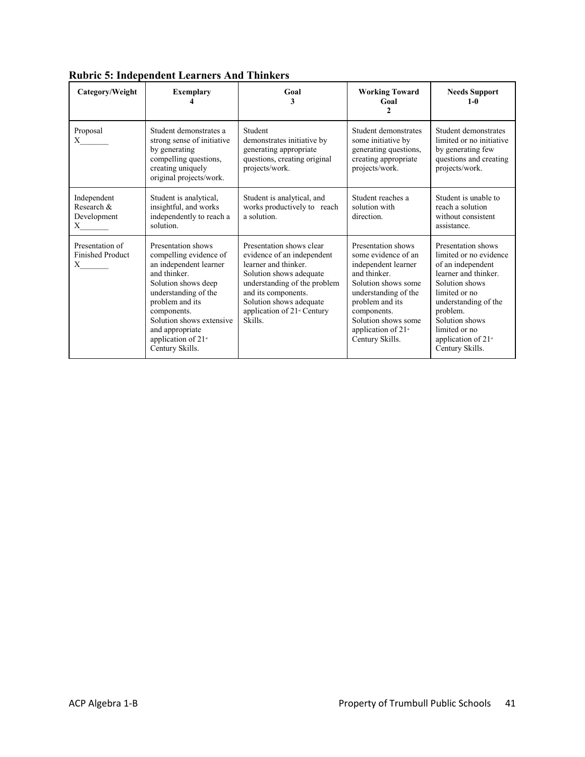**Rubric 5: Independent Learners And Thinkers**

| Category/Weight | Exemplary 4 | Goal 3 | Working Toward Goal 2 | Needs Support 1-0 |
|---|---|---|---|---|
| Proposal X_______ | Student demonstrates a strong sense of initiative by generating compelling questions, creating uniquely original projects/work. | Student demonstrates initiative by generating appropriate questions, creating original projects/work. | Student demonstrates some initiative by generating questions, creating appropriate projects/work. | Student demonstrates limited or no initiative by generating few questions and creating projects/work. |
| Independent Research & Development X_______ | Student is analytical, insightful, and works independently to reach a solution. | Student is analytical, and works productively to reach a solution. | Student reaches a solution with direction. | Student is unable to reach a solution without consistent assistance. |
| Presentation of Finished Product X_______ | Presentation shows compelling evidence of an independent learner and thinker. Solution shows deep understanding of the problem and its components. Solution shows extensive and appropriate application of 21st Century Skills. | Presentation shows clear evidence of an independent learner and thinker. Solution shows adequate understanding of the problem and its components. Solution shows adequate application of 21st Century Skills. | Presentation shows some evidence of an independent learner and thinker. Solution shows some understanding of the problem and its components. Solution shows some application of 21st Century Skills. | Presentation shows limited or no evidence of an independent learner and thinker. Solution shows limited or no understanding of the problem. Solution shows limited or no application of 21st Century Skills. |